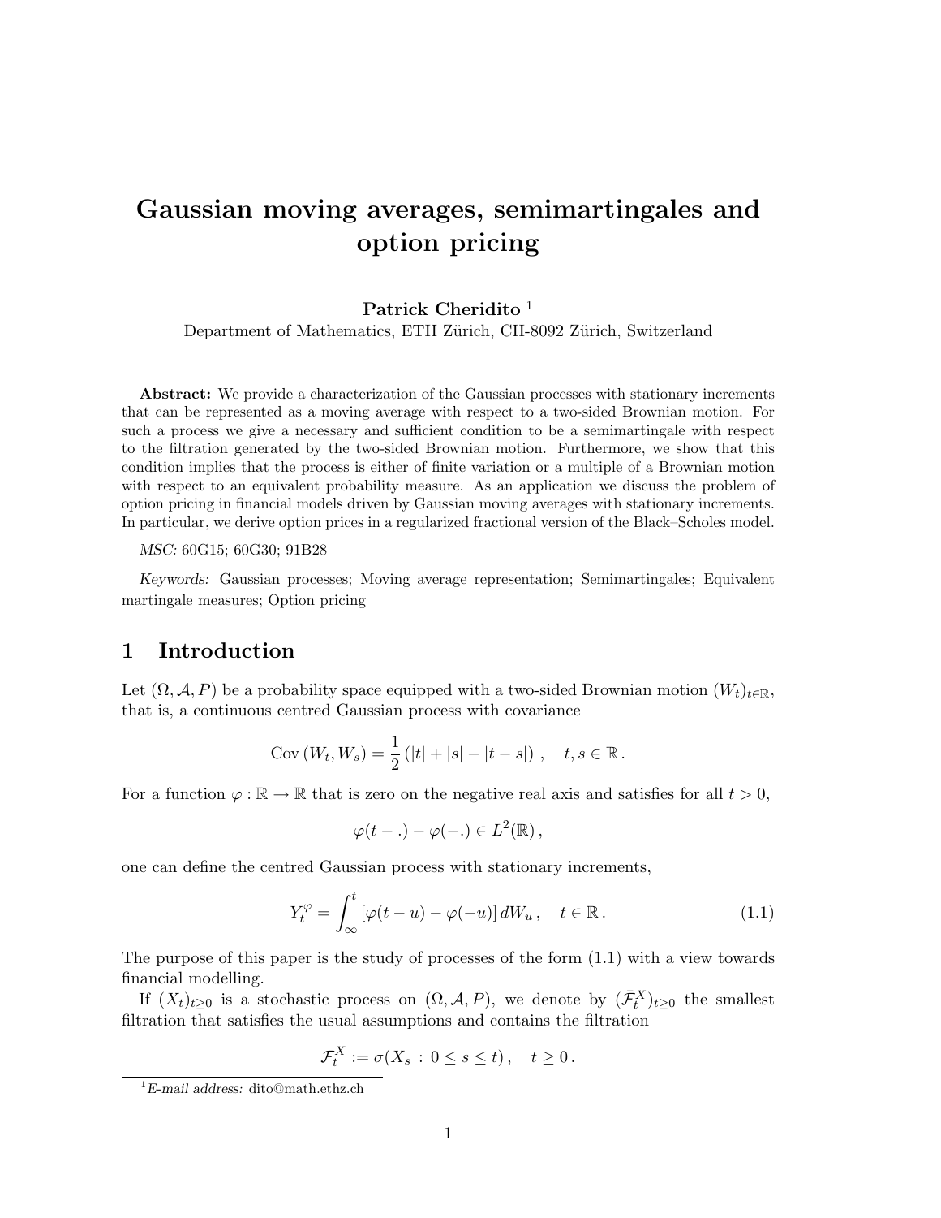# Gaussian moving averages, semimartingales and option pricing

**Patrick Cheridito** [1]

Department of Mathematics, ETH Zürich, CH-8092 Zürich, Switzerland

**Abstract:** We provide a characterization of the Gaussian processes with stationary increments that can be represented as a moving average with respect to a two-sided Brownian motion. For such a process we give a necessary and sufficient condition to be a semimartingale with respect to the filtration generated by the two-sided Brownian motion. Furthermore, we show that this condition implies that the process is either of finite variation or a multiple of a Brownian motion with respect to an equivalent probability measure. As an application we discuss the problem of option pricing in financial models driven by Gaussian moving averages with stationary increments. In particular, we derive option prices in a regularized fractional version of the Black–Scholes model.

*MSC:* 60G15; 60G30; 91B28

*Keywords:* Gaussian processes; Moving average representation; Semimartingales; Equivalent martingale measures; Option pricing

## 1 Introduction

Let $(\Omega, \mathcal{A}, P)$ be a probability space equipped with a two-sided Brownian motion $(W_t)_{t \in \mathbb{R}}$, that is, a continuous centred Gaussian process with covariance

$$\mathrm{Cov}\,(W_t, W_s) = \frac{1}{2}\left(|t| + |s| - |t-s|\right), \quad t, s \in \mathbb{R}.$$

For a function $\varphi : \mathbb{R} \to \mathbb{R}$ that is zero on the negative real axis and satisfies for all $t > 0$,

$$\varphi(t - .) - \varphi(-.) \in L^2(\mathbb{R}),$$

one can define the centred Gaussian process with stationary increments,

$$Y^{\varphi}_t = \int_{\infty}^{t} \left[\varphi(t-u) - \varphi(-u)\right] dW_u, \quad t \in \mathbb{R}. \tag{1.1}$$

The purpose of this paper is the study of processes of the form (1.1) with a view towards financial modelling.

If $(X_t)_{t \geq 0}$ is a stochastic process on $(\Omega, \mathcal{A}, P)$, we denote by $(\bar{\mathcal{F}}^X_t)_{t \geq 0}$ the smallest filtration that satisfies the usual assumptions and contains the filtration

$$\mathcal{F}^X_t := \sigma(X_s \,:\, 0 \leq s \leq t), \quad t \geq 0.$$

[1] *E-mail address:* dito@math.ethz.ch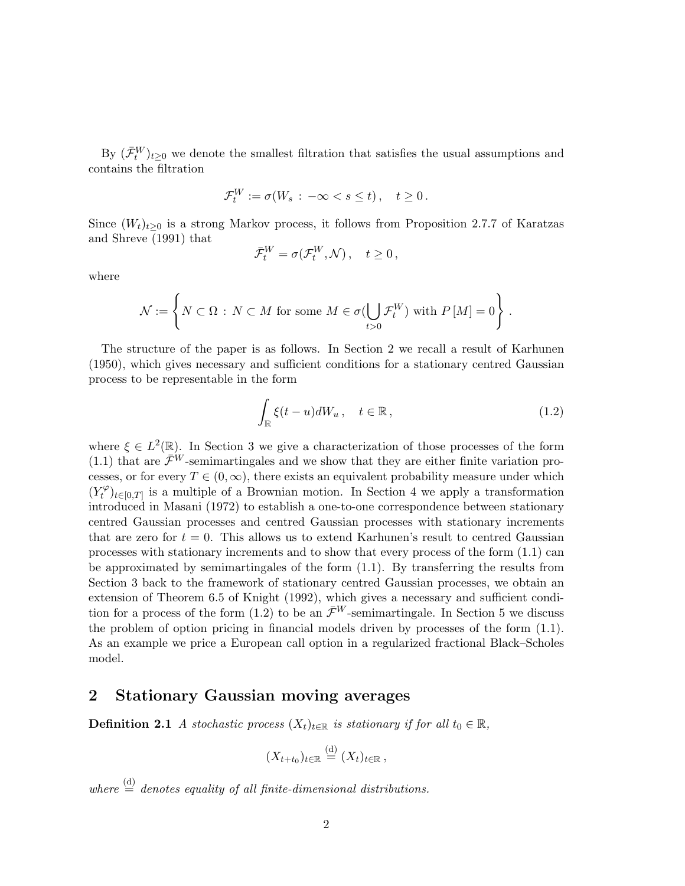By $(\bar{\mathcal{F}}^W_t)_{t\geq 0}$ we denote the smallest filtration that satisfies the usual assumptions and contains the filtration

$$\mathcal{F}^W_t := \sigma(W_s \,:\, -\infty < s \leq t)\,, \quad t \geq 0\,.$$

Since $(W_t)_{t\geq 0}$ is a strong Markov process, it follows from Proposition 2.7.7 of Karatzas and Shreve (1991) that

$$\bar{\mathcal{F}}^W_t = \sigma(\mathcal{F}^W_t, \mathcal{N})\,, \quad t \geq 0\,,$$

where

$$\mathcal{N} := \left\{ N \subset \Omega \,:\, N \subset M \text{ for some } M \in \sigma(\bigcup_{t>0} \mathcal{F}^W_t) \text{ with } P\left[M\right] = 0 \right\}.$$

The structure of the paper is as follows. In Section 2 we recall a result of Karhunen (1950), which gives necessary and sufficient conditions for a stationary centred Gaussian process to be representable in the form

$$\int_{\mathbb{R}} \xi(t-u) dW_u\,, \quad t \in \mathbb{R}\,, \tag{1.2}$$

where $\xi \in L^2(\mathbb{R})$. In Section 3 we give a characterization of those processes of the form (1.1) that are $\bar{\mathcal{F}}^W$-semimartingales and we show that they are either finite variation processes, or for every $T \in (0, \infty)$, there exists an equivalent probability measure under which $(Y^\varphi_t)_{t\in[0,T]}$ is a multiple of a Brownian motion. In Section 4 we apply a transformation introduced in Masani (1972) to establish a one-to-one correspondence between stationary centred Gaussian processes and centred Gaussian processes with stationary increments that are zero for $t = 0$. This allows us to extend Karhunen's result to centred Gaussian processes with stationary increments and to show that every process of the form (1.1) can be approximated by semimartingales of the form (1.1). By transferring the results from Section 3 back to the framework of stationary centred Gaussian processes, we obtain an extension of Theorem 6.5 of Knight (1992), which gives a necessary and sufficient condition for a process of the form (1.2) to be an $\bar{\mathcal{F}}^W$-semimartingale. In Section 5 we discuss the problem of option pricing in financial models driven by processes of the form (1.1). As an example we price a European call option in a regularized fractional Black–Scholes model.

## 2 Stationary Gaussian moving averages

**Definition 2.1** *A stochastic process $(X_t)_{t\in\mathbb{R}}$ is stationary if for all $t_0 \in \mathbb{R}$,*

$$(X_{t+t_0})_{t\in\mathbb{R}} \overset{(\mathrm{d})}{=} (X_t)_{t\in\mathbb{R}}\,,$$

*where $\overset{(\mathrm{d})}{=}$ denotes equality of all finite-dimensional distributions.*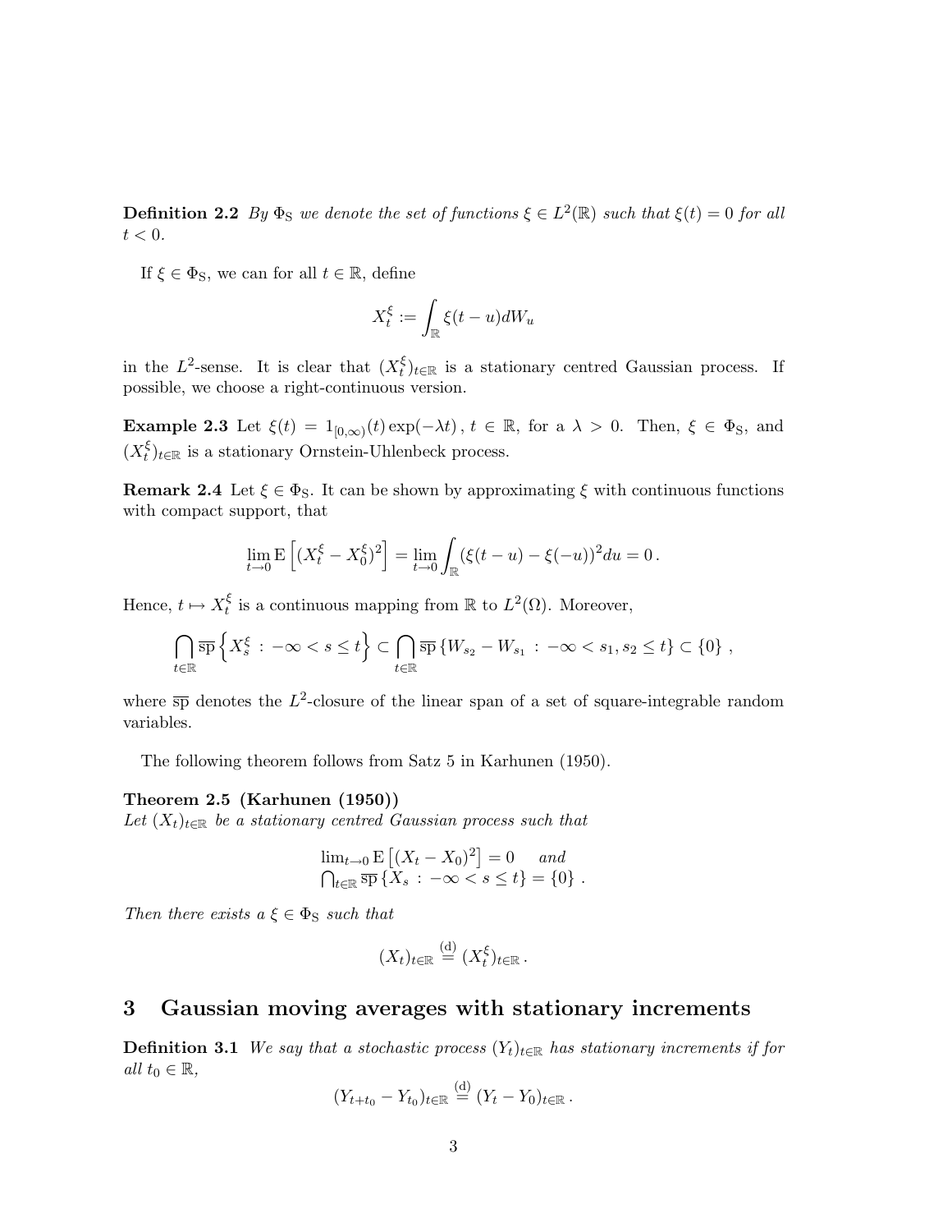**Definition 2.2** *By $\Phi_{\mathrm{S}}$ we denote the set of functions $\xi \in L^2(\mathbb{R})$ such that $\xi(t) = 0$ for all $t < 0$.*

If $\xi \in \Phi_{\mathrm{S}}$, we can for all $t \in \mathbb{R}$, define

$$X_t^\xi := \int_{\mathbb{R}} \xi(t-u) dW_u$$

in the $L^2$-sense. It is clear that $(X_t^\xi)_{t\in\mathbb{R}}$ is a stationary centred Gaussian process. If possible, we choose a right-continuous version.

**Example 2.3** Let $\xi(t) = 1_{[0,\infty)}(t) \exp(-\lambda t)$, $t \in \mathbb{R}$, for a $\lambda > 0$. Then, $\xi \in \Phi_{\mathrm{S}}$, and $(X_t^\xi)_{t\in\mathbb{R}}$ is a stationary Ornstein-Uhlenbeck process.

**Remark 2.4** Let $\xi \in \Phi_{\mathrm{S}}$. It can be shown by approximating $\xi$ with continuous functions with compact support, that

$$\lim_{t\to 0} \mathrm{E}\left[(X_t^\xi - X_0^\xi)^2\right] = \lim_{t\to 0} \int_{\mathbb{R}} (\xi(t-u) - \xi(-u))^2 du = 0\,.$$

Hence, $t \mapsto X_t^\xi$ is a continuous mapping from $\mathbb{R}$ to $L^2(\Omega)$. Moreover,

$$\bigcap_{t\in\mathbb{R}} \overline{\mathrm{sp}} \left\{ X_s^\xi \,:\, -\infty < s \leq t \right\} \subset \bigcap_{t\in\mathbb{R}} \overline{\mathrm{sp}} \left\{ W_{s_2} - W_{s_1} \,:\, -\infty < s_1, s_2 \leq t \right\} \subset \{0\}\,,$$

where $\overline{\mathrm{sp}}$ denotes the $L^2$-closure of the linear span of a set of square-integrable random variables.

The following theorem follows from Satz 5 in Karhunen (1950).

**Theorem 2.5 (Karhunen (1950))**
*Let $(X_t)_{t\in\mathbb{R}}$ be a stationary centred Gaussian process such that*

$$\begin{aligned} &\lim_{t\to 0} \mathrm{E}\left[(X_t - X_0)^2\right] = 0 \quad \textit{and} \\ &\textstyle\bigcap_{t\in\mathbb{R}} \overline{\mathrm{sp}} \left\{ X_s \,:\, -\infty < s \leq t \right\} = \{0\}\,. \end{aligned}$$

*Then there exists a $\xi \in \Phi_{\mathrm{S}}$ such that*

$$(X_t)_{t\in\mathbb{R}} \stackrel{\text{(d)}}{=} (X_t^\xi)_{t\in\mathbb{R}}\,.$$

# 3 Gaussian moving averages with stationary increments

**Definition 3.1** *We say that a stochastic process $(Y_t)_{t\in\mathbb{R}}$ has stationary increments if for all $t_0 \in \mathbb{R}$,*

$$(Y_{t+t_0} - Y_{t_0})_{t\in\mathbb{R}} \stackrel{\text{(d)}}{=} (Y_t - Y_0)_{t\in\mathbb{R}}\,.$$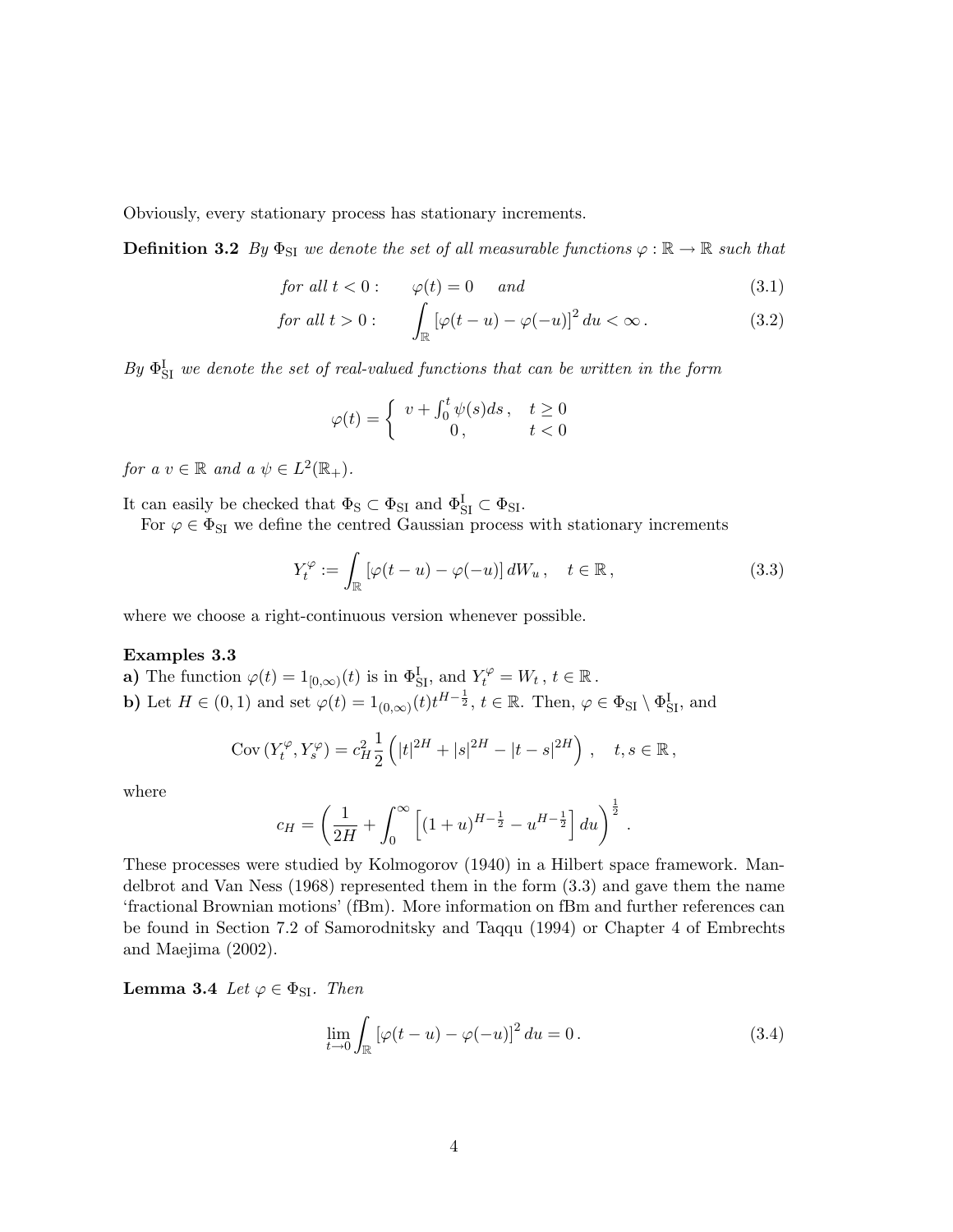Obviously, every stationary process has stationary increments.

**Definition 3.2** *By $\Phi_{\mathrm{SI}}$ we denote the set of all measurable functions $\varphi : \mathbb{R} \to \mathbb{R}$ such that*

$$\text{for all } t < 0: \qquad \varphi(t) = 0 \quad \text{and} \tag{3.1}$$

$$\text{for all } t > 0: \qquad \int_{\mathbb{R}} \left[\varphi(t-u) - \varphi(-u)\right]^2 du < \infty \,. \tag{3.2}$$

*By $\Phi_{\mathrm{SI}}^{\mathrm{I}}$ we denote the set of real-valued functions that can be written in the form*

$$\varphi(t) = \begin{cases} v + \int_0^t \psi(s) ds \,, & t \geq 0 \\ 0 \,, & t < 0 \end{cases}$$

*for a $v \in \mathbb{R}$ and a $\psi \in L^2(\mathbb{R}_+)$.*

It can easily be checked that $\Phi_{\mathrm{S}} \subset \Phi_{\mathrm{SI}}$ and $\Phi_{\mathrm{SI}}^{\mathrm{I}} \subset \Phi_{\mathrm{SI}}$.

For $\varphi \in \Phi_{\mathrm{SI}}$ we define the centred Gaussian process with stationary increments

$$Y_t^{\varphi} := \int_{\mathbb{R}} \left[\varphi(t-u) - \varphi(-u)\right] dW_u \,, \quad t \in \mathbb{R} \,, \tag{3.3}$$

where we choose a right-continuous version whenever possible.

**Examples 3.3**

**a)** The function $\varphi(t) = 1_{[0,\infty)}(t)$ is in $\Phi_{\mathrm{SI}}^{\mathrm{I}}$, and $Y_t^{\varphi} = W_t$, $t \in \mathbb{R}$.

**b)** Let $H \in (0,1)$ and set $\varphi(t) = 1_{(0,\infty)}(t) t^{H-\frac{1}{2}}$, $t \in \mathbb{R}$. Then, $\varphi \in \Phi_{\mathrm{SI}} \setminus \Phi_{\mathrm{SI}}^{\mathrm{I}}$, and

$$\mathrm{Cov}\left(Y_t^{\varphi}, Y_s^{\varphi}\right) = c_H^2 \frac{1}{2} \left(|t|^{2H} + |s|^{2H} - |t-s|^{2H}\right) \,, \quad t, s \in \mathbb{R} \,,$$

where

$$c_H = \left( \frac{1}{2H} + \int_0^{\infty} \left[ (1+u)^{H-\frac{1}{2}} - u^{H-\frac{1}{2}} \right] du \right)^{\frac{1}{2}} .$$

These processes were studied by Kolmogorov (1940) in a Hilbert space framework. Mandelbrot and Van Ness (1968) represented them in the form (3.3) and gave them the name 'fractional Brownian motions' (fBm). More information on fBm and further references can be found in Section 7.2 of Samorodnitsky and Taqqu (1994) or Chapter 4 of Embrechts and Maejima (2002).

**Lemma 3.4** *Let $\varphi \in \Phi_{\mathrm{SI}}$. Then*

$$\lim_{t \to 0} \int_{\mathbb{R}} \left[\varphi(t-u) - \varphi(-u)\right]^2 du = 0 \,. \tag{3.4}$$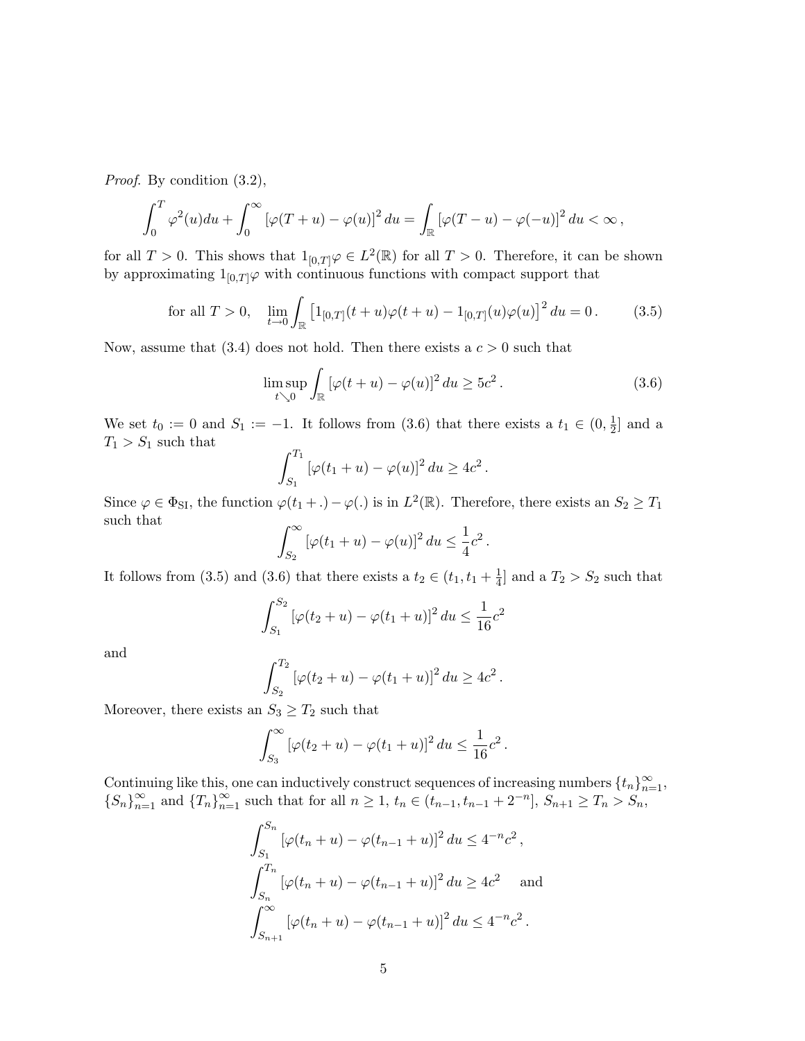*Proof.* By condition (3.2),

$$\int_0^T \varphi^2(u)du + \int_0^\infty [\varphi(T+u) - \varphi(u)]^2 \, du = \int_{\mathbb{R}} [\varphi(T-u) - \varphi(-u)]^2 \, du < \infty \, ,$$

for all $T > 0$. This shows that $1_{[0,T]}\varphi \in L^2(\mathbb{R})$ for all $T > 0$. Therefore, it can be shown by approximating $1_{[0,T]}\varphi$ with continuous functions with compact support that

$$\text{for all } T > 0, \quad \lim_{t \to 0} \int_{\mathbb{R}} \left[ 1_{[0,T]}(t+u)\varphi(t+u) - 1_{[0,T]}(u)\varphi(u) \right]^2 du = 0 \, . \tag{3.5}$$

Now, assume that (3.4) does not hold. Then there exists a $c > 0$ such that

$$\limsup_{t \searrow 0} \int_{\mathbb{R}} [\varphi(t+u) - \varphi(u)]^2 \, du \geq 5c^2 \, . \tag{3.6}$$

We set $t_0 := 0$ and $S_1 := -1$. It follows from (3.6) that there exists a $t_1 \in (0, \frac{1}{2}]$ and a $T_1 > S_1$ such that

$$\int_{S_1}^{T_1} [\varphi(t_1 + u) - \varphi(u)]^2 \, du \geq 4c^2 \, .$$

Since $\varphi \in \Phi_{\mathrm{SI}}$, the function $\varphi(t_1 + .) - \varphi(.)$ is in $L^2(\mathbb{R})$. Therefore, there exists an $S_2 \geq T_1$ such that

$$\int_{S_2}^{\infty} [\varphi(t_1 + u) - \varphi(u)]^2 \, du \leq \frac{1}{4} c^2 \, .$$

It follows from (3.5) and (3.6) that there exists a $t_2 \in (t_1, t_1 + \frac{1}{4}]$ and a $T_2 > S_2$ such that

$$\int_{S_1}^{S_2} [\varphi(t_2 + u) - \varphi(t_1 + u)]^2 \, du \leq \frac{1}{16} c^2$$

and

$$\int_{S_2}^{T_2} [\varphi(t_2 + u) - \varphi(t_1 + u)]^2 \, du \geq 4c^2 \, .$$

Moreover, there exists an $S_3 \geq T_2$ such that

$$\int_{S_3}^{\infty} [\varphi(t_2 + u) - \varphi(t_1 + u)]^2 \, du \leq \frac{1}{16} c^2 \, .$$

Continuing like this, one can inductively construct sequences of increasing numbers $\{t_n\}_{n=1}^\infty$, $\{S_n\}_{n=1}^\infty$ and $\{T_n\}_{n=1}^\infty$ such that for all $n \geq 1$, $t_n \in (t_{n-1}, t_{n-1} + 2^{-n}]$, $S_{n+1} \geq T_n > S_n$,

$$\int_{S_1}^{S_n} [\varphi(t_n + u) - \varphi(t_{n-1} + u)]^2 \, du \leq 4^{-n} c^2 \, ,$$

$$\int_{S_n}^{T_n} [\varphi(t_n + u) - \varphi(t_{n-1} + u)]^2 \, du \geq 4c^2 \quad \text{and}$$

$$\int_{S_{n+1}}^{\infty} [\varphi(t_n + u) - \varphi(t_{n-1} + u)]^2 \, du \leq 4^{-n} c^2 \, .$$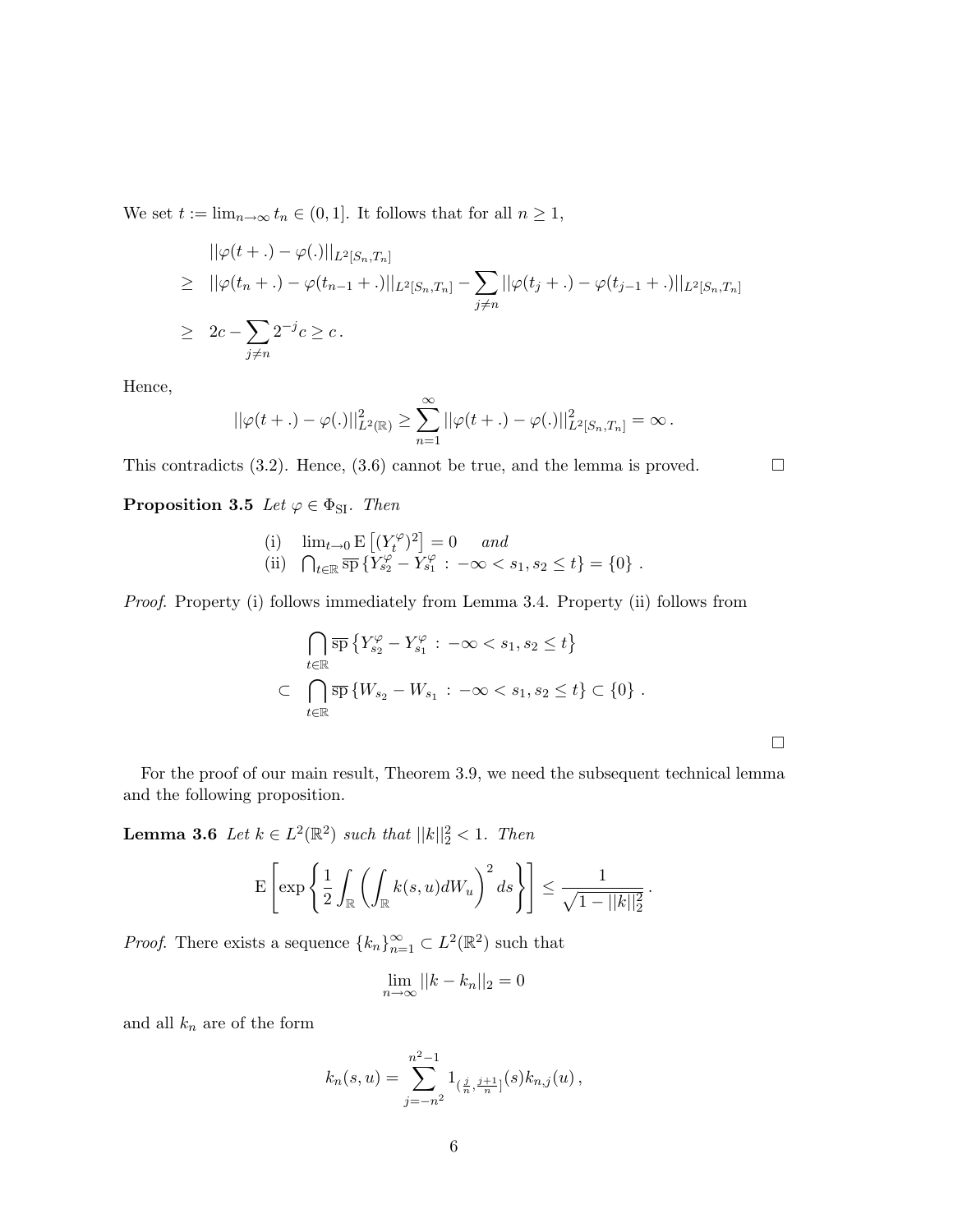We set $t := \lim_{n\to\infty} t_n \in (0,1]$. It follows that for all $n \geq 1$,

$$
\begin{aligned}
& ||\varphi(t+.) - \varphi(.)||_{L^2[S_n,T_n]} \\
\geq \;& ||\varphi(t_n+.) - \varphi(t_{n-1}+.)||_{L^2[S_n,T_n]} - \sum_{j\neq n} ||\varphi(t_j+.) - \varphi(t_{j-1}+.)||_{L^2[S_n,T_n]} \\
\geq \;& 2c - \sum_{j\neq n} 2^{-j} c \geq c\,.
\end{aligned}
$$

Hence,

$$
||\varphi(t+.) - \varphi(.)||^2_{L^2(\mathbb{R})} \geq \sum_{n=1}^{\infty} ||\varphi(t+.) - \varphi(.)||^2_{L^2[S_n,T_n]} = \infty\,.
$$

This contradicts (3.2). Hence, (3.6) cannot be true, and the lemma is proved. $\square$

**Proposition 3.5** *Let $\varphi \in \Phi_{\mathrm{SI}}$. Then*

(i) $\lim_{t\to 0} \mathrm{E}\left[(Y_t^{\varphi})^2\right] = 0$ *and*
(ii) $\bigcap_{t\in\mathbb{R}} \overline{\mathrm{sp}} \left\{Y_{s_2}^{\varphi} - Y_{s_1}^{\varphi} \,:\, -\infty < s_1, s_2 \leq t\right\} = \{0\}$ .

*Proof*. Property (i) follows immediately from Lemma 3.4. Property (ii) follows from

$$
\begin{aligned}
& \bigcap_{t\in\mathbb{R}} \overline{\mathrm{sp}} \left\{Y_{s_2}^{\varphi} - Y_{s_1}^{\varphi} \,:\, -\infty < s_1, s_2 \leq t\right\} \\
\subset \;& \bigcap_{t\in\mathbb{R}} \overline{\mathrm{sp}} \left\{W_{s_2} - W_{s_1} \,:\, -\infty < s_1, s_2 \leq t\right\} \subset \{0\}\,.
\end{aligned}
$$

$\square$

For the proof of our main result, Theorem 3.9, we need the subsequent technical lemma and the following proposition.

**Lemma 3.6** *Let $k \in L^2(\mathbb{R}^2)$ such that $||k||_2^2 < 1$. Then*

$$
\mathrm{E}\left[\exp\left\{\frac{1}{2}\int_{\mathbb{R}} \left(\int_{\mathbb{R}} k(s,u)dW_u\right)^2 ds\right\}\right] \leq \frac{1}{\sqrt{1-||k||_2^2}}\,.
$$

*Proof*. There exists a sequence $\{k_n\}_{n=1}^{\infty} \subset L^2(\mathbb{R}^2)$ such that

$$
\lim_{n\to\infty} ||k - k_n||_2 = 0
$$

and all $k_n$ are of the form

$$
k_n(s,u) = \sum_{j=-n^2}^{n^2-1} 1_{\left(\frac{j}{n},\frac{j+1}{n}\right]}(s) k_{n,j}(u)\,,
$$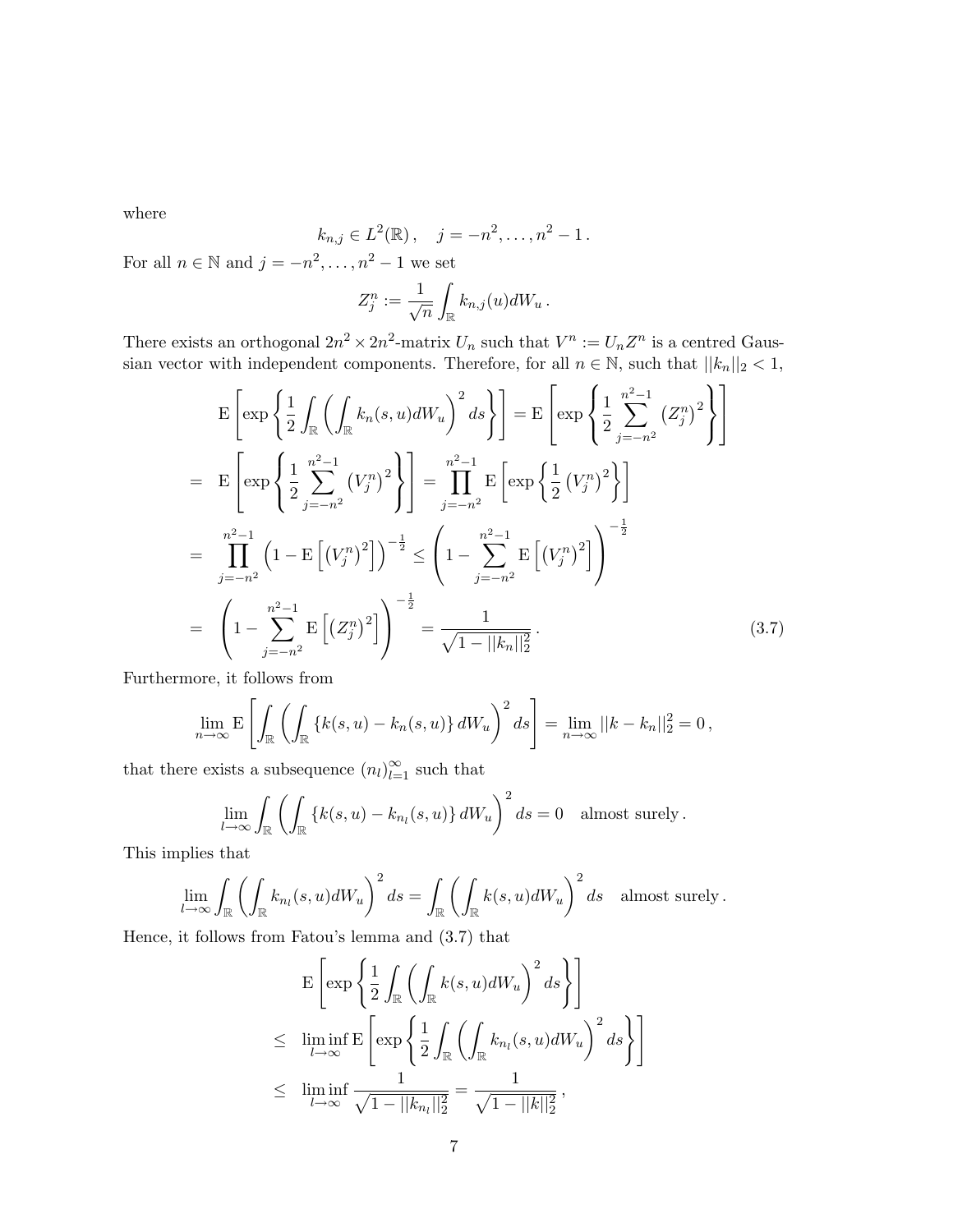where

$$k_{n,j} \in L^2(\mathbb{R}), \quad j = -n^2, \ldots, n^2 - 1.$$

For all $n \in \mathbb{N}$ and $j = -n^2, \ldots, n^2 - 1$ we set

$$Z_j^n := \frac{1}{\sqrt{n}} \int_{\mathbb{R}} k_{n,j}(u) dW_u .$$

There exists an orthogonal $2n^2 \times 2n^2$-matrix $U_n$ such that $V^n := U_n Z^n$ is a centred Gaussian vector with independent components. Therefore, for all $n \in \mathbb{N}$, such that $||k_n||_2 < 1$,

$$\begin{aligned}
& \mathrm{E}\left[\exp\left\{\frac{1}{2}\int_{\mathbb{R}}\left(\int_{\mathbb{R}} k_n(s,u)dW_u\right)^2 ds\right\}\right] = \mathrm{E}\left[\exp\left\{\frac{1}{2}\sum_{j=-n^2}^{n^2-1}\left(Z_j^n\right)^2\right\}\right] \\
= \;& \mathrm{E}\left[\exp\left\{\frac{1}{2}\sum_{j=-n^2}^{n^2-1}\left(V_j^n\right)^2\right\}\right] = \prod_{j=-n^2}^{n^2-1}\mathrm{E}\left[\exp\left\{\frac{1}{2}\left(V_j^n\right)^2\right\}\right] \\
= \;& \prod_{j=-n^2}^{n^2-1}\left(1-\mathrm{E}\left[\left(V_j^n\right)^2\right]\right)^{-\frac{1}{2}} \leq \left(1-\sum_{j=-n^2}^{n^2-1}\mathrm{E}\left[\left(V_j^n\right)^2\right]\right)^{-\frac{1}{2}} \\
= \;& \left(1-\sum_{j=-n^2}^{n^2-1}\mathrm{E}\left[\left(Z_j^n\right)^2\right]\right)^{-\frac{1}{2}} = \frac{1}{\sqrt{1-||k_n||_2^2}} . \qquad (3.7)
\end{aligned}$$

Furthermore, it follows from

$$\lim_{n\to\infty} \mathrm{E}\left[\int_{\mathbb{R}}\left(\int_{\mathbb{R}}\{k(s,u)-k_n(s,u)\}\,dW_u\right)^2 ds\right] = \lim_{n\to\infty}||k-k_n||_2^2 = 0,$$

that there exists a subsequence $(n_l)_{l=1}^{\infty}$ such that

$$\lim_{l\to\infty}\int_{\mathbb{R}}\left(\int_{\mathbb{R}}\{k(s,u)-k_{n_l}(s,u)\}\,dW_u\right)^2 ds = 0 \quad \text{almost surely}.$$

This implies that

$$\lim_{l\to\infty}\int_{\mathbb{R}}\left(\int_{\mathbb{R}} k_{n_l}(s,u)dW_u\right)^2 ds = \int_{\mathbb{R}}\left(\int_{\mathbb{R}} k(s,u)dW_u\right)^2 ds \quad \text{almost surely}.$$

Hence, it follows from Fatou's lemma and (3.7) that

$$\begin{aligned}
& \mathrm{E}\left[\exp\left\{\frac{1}{2}\int_{\mathbb{R}}\left(\int_{\mathbb{R}} k(s,u)dW_u\right)^2 ds\right\}\right] \\
\leq \;& \liminf_{l\to\infty}\mathrm{E}\left[\exp\left\{\frac{1}{2}\int_{\mathbb{R}}\left(\int_{\mathbb{R}} k_{n_l}(s,u)dW_u\right)^2 ds\right\}\right] \\
\leq \;& \liminf_{l\to\infty}\frac{1}{\sqrt{1-||k_{n_l}||_2^2}} = \frac{1}{\sqrt{1-||k||_2^2}},
\end{aligned}$$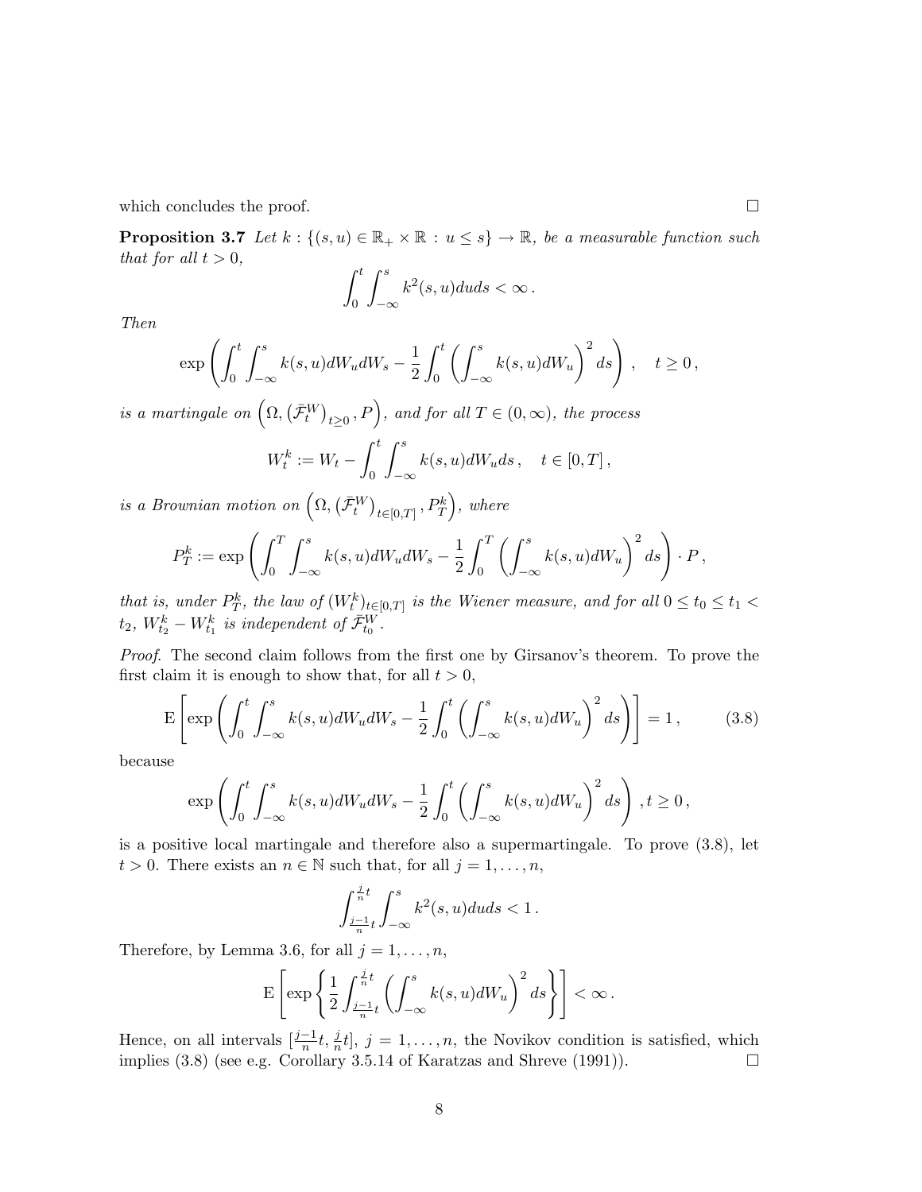which concludes the proof. □

**Proposition 3.7** *Let $k : \{(s,u) \in \mathbb{R}_+ \times \mathbb{R} \, : \, u \leq s\} \to \mathbb{R}$, be a measurable function such that for all $t > 0$,*

$$\int_0^t \int_{-\infty}^s k^2(s,u)duds < \infty \, .$$

*Then*

$$\exp\left( \int_0^t \int_{-\infty}^s k(s,u)dW_u dW_s - \frac{1}{2}\int_0^t \left( \int_{-\infty}^s k(s,u)dW_u \right)^2 ds \right) , \quad t \geq 0 \, ,$$

*is a martingale on $\left(\Omega, \left(\bar{\mathcal{F}}_t^W\right)_{t \geq 0}, P\right)$, and for all $T \in (0, \infty)$, the process*

$$W_t^k := W_t - \int_0^t \int_{-\infty}^s k(s,u)dW_u ds \, , \quad t \in [0,T] \, ,$$

*is a Brownian motion on $\left(\Omega, \left(\bar{\mathcal{F}}_t^W\right)_{t \in [0,T]}, P_T^k\right)$, where*

$$P_T^k := \exp\left( \int_0^T \int_{-\infty}^s k(s,u)dW_u dW_s - \frac{1}{2}\int_0^T \left( \int_{-\infty}^s k(s,u)dW_u \right)^2 ds \right) \cdot P \, ,$$

*that is, under $P_T^k$, the law of $(W_t^k)_{t \in [0,T]}$ is the Wiener measure, and for all $0 \leq t_0 \leq t_1 < t_2$, $W_{t_2}^k - W_{t_1}^k$ is independent of $\bar{\mathcal{F}}_{t_0}^W$.*

*Proof.* The second claim follows from the first one by Girsanov's theorem. To prove the first claim it is enough to show that, for all $t > 0$,

$$\mathrm{E}\left[ \exp\left( \int_0^t \int_{-\infty}^s k(s,u)dW_u dW_s - \frac{1}{2}\int_0^t \left( \int_{-\infty}^s k(s,u)dW_u \right)^2 ds \right) \right] = 1 \, , \tag{3.8}$$

because

$$\exp\left( \int_0^t \int_{-\infty}^s k(s,u)dW_u dW_s - \frac{1}{2}\int_0^t \left( \int_{-\infty}^s k(s,u)dW_u \right)^2 ds \right) , t \geq 0 \, ,$$

is a positive local martingale and therefore also a supermartingale. To prove (3.8), let $t > 0$. There exists an $n \in \mathbb{N}$ such that, for all $j = 1, \dots, n$,

$$\int_{\frac{j-1}{n}t}^{\frac{j}{n}t} \int_{-\infty}^s k^2(s,u)duds < 1 \, .$$

Therefore, by Lemma 3.6, for all $j = 1, \dots, n$,

$$\mathrm{E}\left[ \exp\left\{ \frac{1}{2} \int_{\frac{j-1}{n}t}^{\frac{j}{n}t} \left( \int_{-\infty}^s k(s,u)dW_u \right)^2 ds \right\} \right] < \infty \, .$$

Hence, on all intervals $[\frac{j-1}{n}t, \frac{j}{n}t]$, $j = 1, \dots, n$, the Novikov condition is satisfied, which implies (3.8) (see e.g. Corollary 3.5.14 of Karatzas and Shreve (1991)). □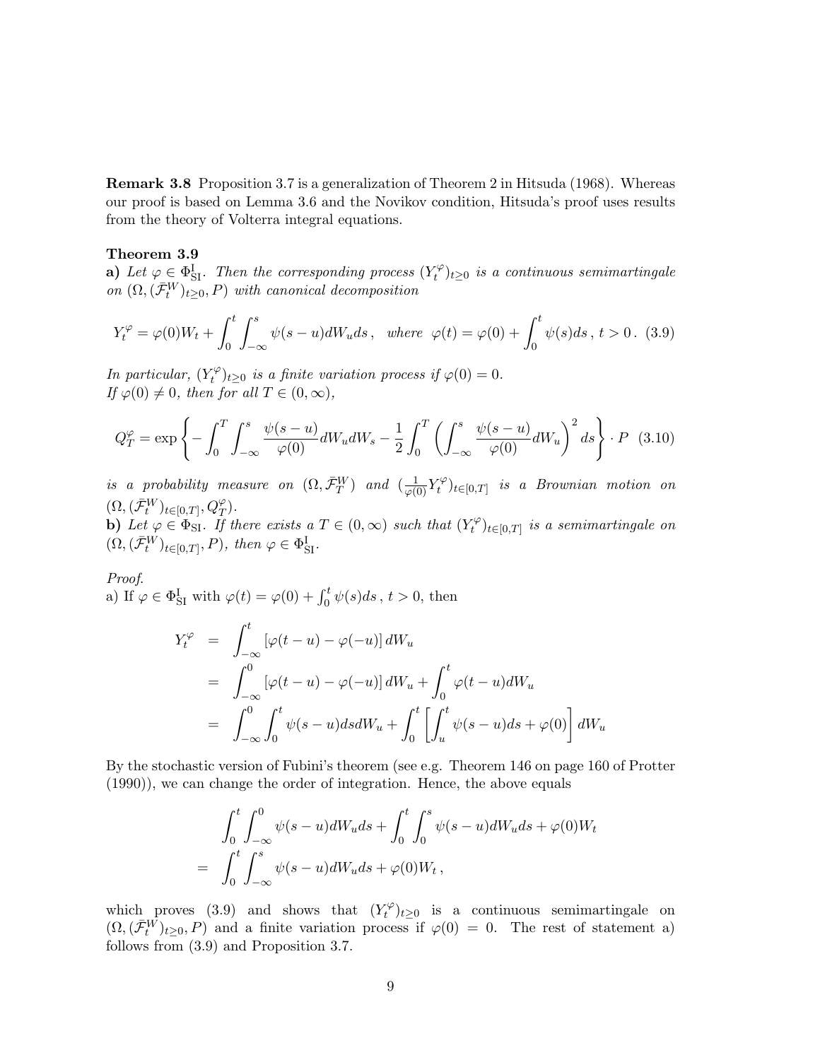**Remark 3.8** Proposition 3.7 is a generalization of Theorem 2 in Hitsuda (1968). Whereas our proof is based on Lemma 3.6 and the Novikov condition, Hitsuda's proof uses results from the theory of Volterra integral equations.

**Theorem 3.9**

**a)** *Let $\varphi \in \Phi^{\mathrm{I}}_{\mathrm{SI}}$. Then the corresponding process $(Y^{\varphi}_t)_{t \geq 0}$ is a continuous semimartingale on $(\Omega, (\bar{\mathcal{F}}^W_t)_{t\geq 0}, P)$ with canonical decomposition*

$$Y^{\varphi}_t = \varphi(0) W_t + \int_0^t \int_{-\infty}^s \psi(s-u) dW_u ds \,, \quad \text{where } \varphi(t) = \varphi(0) + \int_0^t \psi(s) ds \,, \, t > 0 \,. \tag{3.9}$$

*In particular, $(Y^{\varphi}_t)_{t\geq 0}$ is a finite variation process if $\varphi(0) = 0$.*
*If $\varphi(0) \neq 0$, then for all $T \in (0, \infty)$,*

$$Q^{\varphi}_T = \exp\left\{ -\int_0^T \int_{-\infty}^s \frac{\psi(s-u)}{\varphi(0)} dW_u dW_s - \frac{1}{2} \int_0^T \left( \int_{-\infty}^s \frac{\psi(s-u)}{\varphi(0)} dW_u \right)^2 ds \right\} \cdot P \tag{3.10}$$

*is a probability measure on $(\Omega, \bar{\mathcal{F}}^W_T)$ and $(\frac{1}{\varphi(0)} Y^{\varphi}_t)_{t\in[0,T]}$ is a Brownian motion on $(\Omega, (\bar{\mathcal{F}}^W_t)_{t\in[0,T]}, Q^{\varphi}_T)$.*

**b)** *Let $\varphi \in \Phi_{\mathrm{SI}}$. If there exists a $T \in (0,\infty)$ such that $(Y^{\varphi}_t)_{t\in[0,T]}$ is a semimartingale on $(\Omega, (\bar{\mathcal{F}}^W_t)_{t\in[0,T]}, P)$, then $\varphi \in \Phi^{\mathrm{I}}_{\mathrm{SI}}$.*

*Proof.*
a) If $\varphi \in \Phi^{\mathrm{I}}_{\mathrm{SI}}$ with $\varphi(t) = \varphi(0) + \int_0^t \psi(s) ds \,, \, t > 0$, then

$$\begin{aligned}
Y^{\varphi}_t &= \int_{-\infty}^t \left[\varphi(t-u) - \varphi(-u)\right] dW_u \\
&= \int_{-\infty}^0 \left[\varphi(t-u) - \varphi(-u)\right] dW_u + \int_0^t \varphi(t-u) dW_u \\
&= \int_{-\infty}^0 \int_0^t \psi(s-u) ds dW_u + \int_0^t \left[ \int_u^t \psi(s-u) ds + \varphi(0) \right] dW_u
\end{aligned}$$

By the stochastic version of Fubini's theorem (see e.g. Theorem 146 on page 160 of Protter (1990)), we can change the order of integration. Hence, the above equals

$$\begin{aligned}
& \int_0^t \int_{-\infty}^0 \psi(s-u) dW_u ds + \int_0^t \int_0^s \psi(s-u) dW_u ds + \varphi(0) W_t \\
= & \int_0^t \int_{-\infty}^s \psi(s-u) dW_u ds + \varphi(0) W_t \,,
\end{aligned}$$

which proves (3.9) and shows that $(Y^{\varphi}_t)_{t\geq 0}$ is a continuous semimartingale on $(\Omega, (\bar{\mathcal{F}}^W_t)_{t\geq 0}, P)$ and a finite variation process if $\varphi(0) = 0$. The rest of statement a) follows from (3.9) and Proposition 3.7.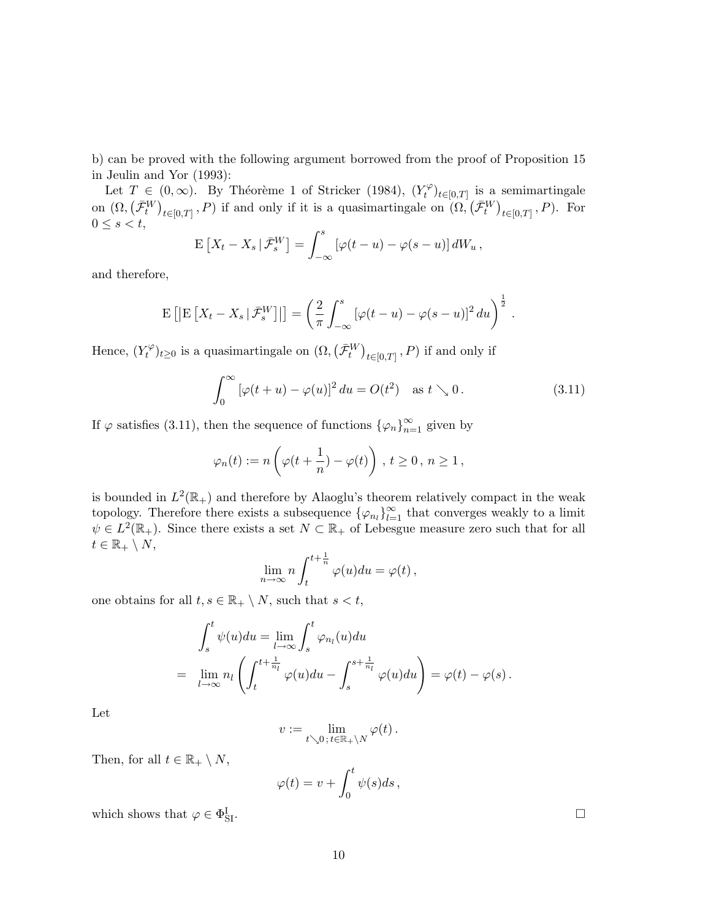b) can be proved with the following argument borrowed from the proof of Proposition 15 in Jeulin and Yor (1993):

Let $T \in (0, \infty)$. By Théorème 1 of Stricker (1984), $(Y_t^{\varphi})_{t\in[0,T]}$ is a semimartingale on $(\Omega, \left(\bar{\mathcal{F}}_t^W\right)_{t\in[0,T]}, P)$ if and only if it is a quasimartingale on $(\Omega, \left(\bar{\mathcal{F}}_t^W\right)_{t\in[0,T]}, P)$. For $0 \leq s < t$,

$$\mathrm{E}\left[X_t - X_s \,|\, \bar{\mathcal{F}}_s^W\right] = \int_{-\infty}^{s} \left[\varphi(t-u) - \varphi(s-u)\right] dW_u \,,$$

and therefore,

$$\mathrm{E}\left[\left|\mathrm{E}\left[X_t - X_s \,|\, \bar{\mathcal{F}}_s^W\right]\right|\right] = \left(\frac{2}{\pi}\int_{-\infty}^{s} \left[\varphi(t-u) - \varphi(s-u)\right]^2 du\right)^{\frac{1}{2}} .$$

Hence, $(Y_t^{\varphi})_{t\geq 0}$ is a quasimartingale on $(\Omega, \left(\bar{\mathcal{F}}_t^W\right)_{t\in[0,T]}, P)$ if and only if

$$\int_0^{\infty} \left[\varphi(t+u) - \varphi(u)\right]^2 du = O(t^2) \quad \text{as } t \searrow 0 \,. \tag{3.11}$$

If $\varphi$ satisfies (3.11), then the sequence of functions $\{\varphi_n\}_{n=1}^{\infty}$ given by

$$\varphi_n(t) := n\left(\varphi(t+\frac{1}{n}) - \varphi(t)\right) \,,\ t \geq 0 \,,\ n \geq 1 \,,$$

is bounded in $L^2(\mathbb{R}_+)$ and therefore by Alaoglu's theorem relatively compact in the weak topology. Therefore there exists a subsequence $\{\varphi_{n_l}\}_{l=1}^{\infty}$ that converges weakly to a limit $\psi \in L^2(\mathbb{R}_+)$. Since there exists a set $N \subset \mathbb{R}_+$ of Lebesgue measure zero such that for all $t \in \mathbb{R}_+ \setminus N$,

$$\lim_{n\to\infty} n \int_t^{t+\frac{1}{n}} \varphi(u) du = \varphi(t) \,,$$

one obtains for all $t, s \in \mathbb{R}_+ \setminus N$, such that $s < t$,

$$\begin{aligned}
&\int_s^t \psi(u) du = \lim_{l\to\infty} \int_s^t \varphi_{n_l}(u) du \\
=\ &\lim_{l\to\infty} n_l \left(\int_t^{t+\frac{1}{n_l}} \varphi(u) du - \int_s^{s+\frac{1}{n_l}} \varphi(u) du\right) = \varphi(t) - \varphi(s) \,.
\end{aligned}$$

Let

$$v := \lim_{t\searrow 0\,;\, t\in\mathbb{R}_+\setminus N} \varphi(t) \,.$$

Then, for all $t \in \mathbb{R}_+ \setminus N$,

$$\varphi(t) = v + \int_0^t \psi(s) ds \,,$$

which shows that $\varphi \in \Phi_{\mathrm{SI}}^{\mathrm{I}}$. $\square$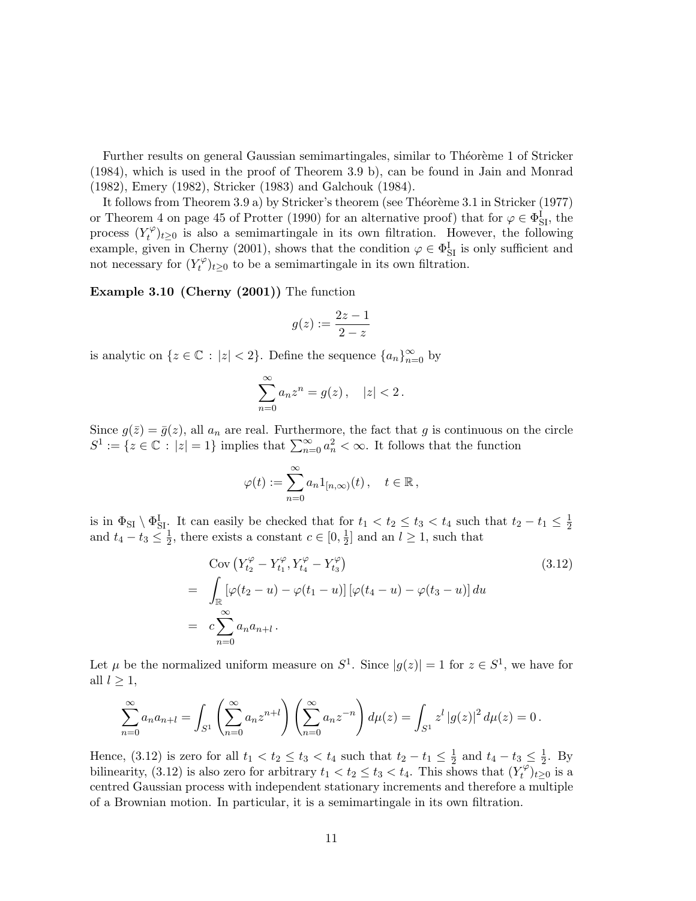Further results on general Gaussian semimartingales, similar to Théorème 1 of Stricker (1984), which is used in the proof of Theorem 3.9 b), can be found in Jain and Monrad (1982), Emery (1982), Stricker (1983) and Galchouk (1984).

It follows from Theorem 3.9 a) by Stricker's theorem (see Théorème 3.1 in Stricker (1977) or Theorem 4 on page 45 of Protter (1990) for an alternative proof) that for $\varphi \in \Phi_{\mathrm{SI}}^{\mathrm{I}}$, the process $(Y_t^{\varphi})_{t \geq 0}$ is also a semimartingale in its own filtration. However, the following example, given in Cherny (2001), shows that the condition $\varphi \in \Phi_{\mathrm{SI}}^{\mathrm{I}}$ is only sufficient and not necessary for $(Y_t^{\varphi})_{t \geq 0}$ to be a semimartingale in its own filtration.

**Example 3.10 (Cherny (2001))** The function

$$g(z) := \frac{2z - 1}{2 - z}$$

is analytic on $\{z \in \mathbb{C} : |z| < 2\}$. Define the sequence $\{a_n\}_{n=0}^{\infty}$ by

$$\sum_{n=0}^{\infty} a_n z^n = g(z) \,, \quad |z| < 2 \,.$$

Since $g(\bar{z}) = \bar{g}(z)$, all $a_n$ are real. Furthermore, the fact that $g$ is continuous on the circle $S^1 := \{z \in \mathbb{C} : |z| = 1\}$ implies that $\sum_{n=0}^{\infty} a_n^2 < \infty$. It follows that the function

$$\varphi(t) := \sum_{n=0}^{\infty} a_n 1_{[n,\infty)}(t) \,, \quad t \in \mathbb{R} \,,$$

is in $\Phi_{\mathrm{SI}} \setminus \Phi_{\mathrm{SI}}^{\mathrm{I}}$. It can easily be checked that for $t_1 < t_2 \leq t_3 < t_4$ such that $t_2 - t_1 \leq \frac{1}{2}$ and $t_4 - t_3 \leq \frac{1}{2}$, there exists a constant $c \in [0, \frac{1}{2}]$ and an $l \geq 1$, such that

$$\begin{aligned}
& \mathrm{Cov}\left(Y_{t_2}^{\varphi} - Y_{t_1}^{\varphi}, Y_{t_4}^{\varphi} - Y_{t_3}^{\varphi}\right) && (3.12) \\
= & \int_{\mathbb{R}} \left[\varphi(t_2 - u) - \varphi(t_1 - u)\right]\left[\varphi(t_4 - u) - \varphi(t_3 - u)\right] du \\
= & \; c \sum_{n=0}^{\infty} a_n a_{n+l} \,.
\end{aligned}$$

Let $\mu$ be the normalized uniform measure on $S^1$. Since $|g(z)| = 1$ for $z \in S^1$, we have for all $l \geq 1$,

$$\sum_{n=0}^{\infty} a_n a_{n+l} = \int_{S^1} \left(\sum_{n=0}^{\infty} a_n z^{n+l}\right)\left(\sum_{n=0}^{\infty} a_n z^{-n}\right) d\mu(z) = \int_{S^1} z^l \left|g(z)\right|^2 d\mu(z) = 0 \,.$$

Hence, (3.12) is zero for all $t_1 < t_2 \leq t_3 < t_4$ such that $t_2 - t_1 \leq \frac{1}{2}$ and $t_4 - t_3 \leq \frac{1}{2}$. By bilinearity, (3.12) is also zero for arbitrary $t_1 < t_2 \leq t_3 < t_4$. This shows that $(Y_t^{\varphi})_{t \geq 0}$ is a centred Gaussian process with independent stationary increments and therefore a multiple of a Brownian motion. In particular, it is a semimartingale in its own filtration.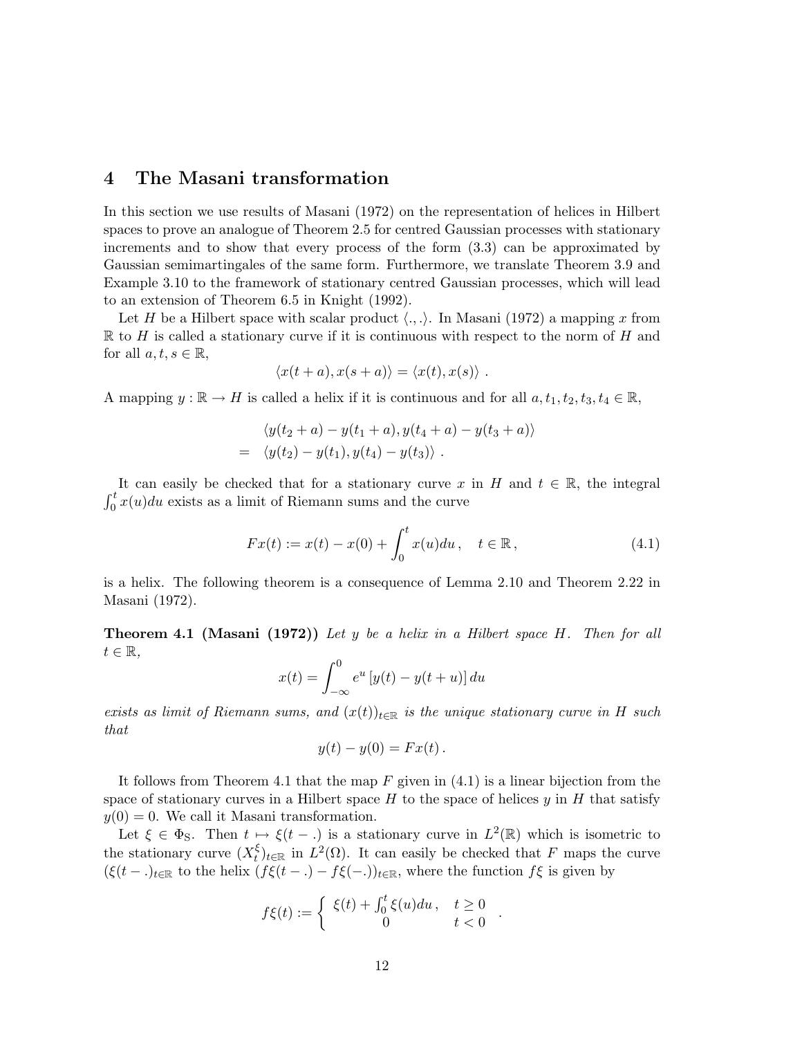# 4 The Masani transformation

In this section we use results of Masani (1972) on the representation of helices in Hilbert spaces to prove an analogue of Theorem 2.5 for centred Gaussian processes with stationary increments and to show that every process of the form (3.3) can be approximated by Gaussian semimartingales of the same form. Furthermore, we translate Theorem 3.9 and Example 3.10 to the framework of stationary centred Gaussian processes, which will lead to an extension of Theorem 6.5 in Knight (1992).

Let $H$ be a Hilbert space with scalar product $\langle .,. \rangle$. In Masani (1972) a mapping $x$ from $\mathbb{R}$ to $H$ is called a stationary curve if it is continuous with respect to the norm of $H$ and for all $a, t, s \in \mathbb{R}$,

$$\langle x(t+a), x(s+a) \rangle = \langle x(t), x(s) \rangle \, .$$

A mapping $y : \mathbb{R} \to H$ is called a helix if it is continuous and for all $a, t_1, t_2, t_3, t_4 \in \mathbb{R}$,

$$\begin{aligned} & \langle y(t_2+a) - y(t_1+a), y(t_4+a) - y(t_3+a) \rangle \\ = \; & \langle y(t_2) - y(t_1), y(t_4) - y(t_3) \rangle \, . \end{aligned}$$

It can easily be checked that for a stationary curve $x$ in $H$ and $t \in \mathbb{R}$, the integral $\int_0^t x(u)du$ exists as a limit of Riemann sums and the curve

$$Fx(t) := x(t) - x(0) + \int_0^t x(u)du \, , \quad t \in \mathbb{R} \, , \tag{4.1}$$

is a helix. The following theorem is a consequence of Lemma 2.10 and Theorem 2.22 in Masani (1972).

**Theorem 4.1 (Masani (1972))** *Let $y$ be a helix in a Hilbert space $H$. Then for all $t \in \mathbb{R}$,*

$$x(t) = \int_{-\infty}^0 e^u \left[ y(t) - y(t+u) \right] du$$

*exists as limit of Riemann sums, and $(x(t))_{t \in \mathbb{R}}$ is the unique stationary curve in $H$ such that*

$$y(t) - y(0) = Fx(t) \, .$$

It follows from Theorem 4.1 that the map $F$ given in (4.1) is a linear bijection from the space of stationary curves in a Hilbert space $H$ to the space of helices $y$ in $H$ that satisfy $y(0) = 0$. We call it Masani transformation.

Let $\xi \in \Phi_{\mathrm{S}}$. Then $t \mapsto \xi(t - .)$ is a stationary curve in $L^2(\mathbb{R})$ which is isometric to the stationary curve $(X_t^\xi)_{t \in \mathbb{R}}$ in $L^2(\Omega)$. It can easily be checked that $F$ maps the curve $(\xi(t - .)_{t \in \mathbb{R}}$ to the helix $(f\xi(t - .) - f\xi(-.))_{t \in \mathbb{R}}$, where the function $f\xi$ is given by

$$f\xi(t) := \begin{cases} \xi(t) + \int_0^t \xi(u)du \, , & t \geq 0 \\ 0 & t < 0 \end{cases} \, .$$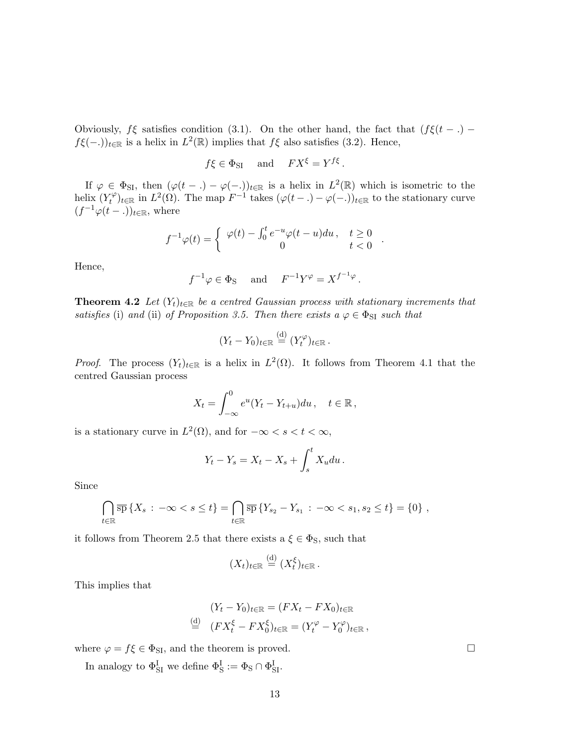Obviously, $f\xi$ satisfies condition (3.1). On the other hand, the fact that $(f\xi(t-.)-f\xi(-.))_{t\in\mathbb{R}}$ is a helix in $L^2(\mathbb{R})$ implies that $f\xi$ also satisfies (3.2). Hence,

$$f\xi \in \Phi_{\mathrm{SI}} \quad \text{and} \quad FX^{\xi} = Y^{f\xi}\,.$$

If $\varphi \in \Phi_{\mathrm{SI}}$, then $(\varphi(t-.)-\varphi(-.))_{t\in\mathbb{R}}$ is a helix in $L^2(\mathbb{R})$ which is isometric to the helix $(Y_t^{\varphi})_{t\in\mathbb{R}}$ in $L^2(\Omega)$. The map $F^{-1}$ takes $(\varphi(t-.)-\varphi(-.))_{t\in\mathbb{R}}$ to the stationary curve $(f^{-1}\varphi(t-.))_{t\in\mathbb{R}}$, where

$$f^{-1}\varphi(t) = \begin{cases} \varphi(t) - \int_0^t e^{-u}\varphi(t-u)du\,, & t \geq 0 \\ 0 & t < 0 \end{cases}.$$

Hence,

$$f^{-1}\varphi \in \Phi_{\mathrm{S}} \quad \text{and} \quad F^{-1}Y^{\varphi} = X^{f^{-1}\varphi}\,.$$

**Theorem 4.2** *Let $(Y_t)_{t\in\mathbb{R}}$ be a centred Gaussian process with stationary increments that satisfies* (i) *and* (ii) *of Proposition 3.5. Then there exists a $\varphi \in \Phi_{\mathrm{SI}}$ such that*

$$(Y_t - Y_0)_{t\in\mathbb{R}} \stackrel{(\mathrm{d})}{=} (Y_t^{\varphi})_{t\in\mathbb{R}}\,.$$

*Proof.* The process $(Y_t)_{t\in\mathbb{R}}$ is a helix in $L^2(\Omega)$. It follows from Theorem 4.1 that the centred Gaussian process

$$X_t = \int_{-\infty}^0 e^u(Y_t - Y_{t+u})du\,, \quad t \in \mathbb{R}\,,$$

is a stationary curve in $L^2(\Omega)$, and for $-\infty < s < t < \infty$,

$$Y_t - Y_s = X_t - X_s + \int_s^t X_u du\,.$$

Since

$$\bigcap_{t\in\mathbb{R}} \overline{\mathrm{sp}}\,\{X_s \,:\, -\infty < s \leq t\} = \bigcap_{t\in\mathbb{R}} \overline{\mathrm{sp}}\,\{Y_{s_2} - Y_{s_1} \,:\, -\infty < s_1, s_2 \leq t\} = \{0\}\,,$$

it follows from Theorem 2.5 that there exists a $\xi \in \Phi_{\mathrm{S}}$, such that

$$(X_t)_{t\in\mathbb{R}} \stackrel{(\mathrm{d})}{=} (X_t^{\xi})_{t\in\mathbb{R}}\,.$$

This implies that

$$\begin{aligned} (Y_t - Y_0)_{t\in\mathbb{R}} &= (FX_t - FX_0)_{t\in\mathbb{R}} \\ &\stackrel{(\mathrm{d})}{=} (FX_t^{\xi} - FX_0^{\xi})_{t\in\mathbb{R}} = (Y_t^{\varphi} - Y_0^{\varphi})_{t\in\mathbb{R}}\,, \end{aligned}$$

where $\varphi = f\xi \in \Phi_{\mathrm{SI}}$, and the theorem is proved. $\square$

In analogy to $\Phi_{\mathrm{SI}}^{\mathrm{I}}$ we define $\Phi_{\mathrm{S}}^{\mathrm{I}} := \Phi_{\mathrm{S}} \cap \Phi_{\mathrm{SI}}^{\mathrm{I}}$.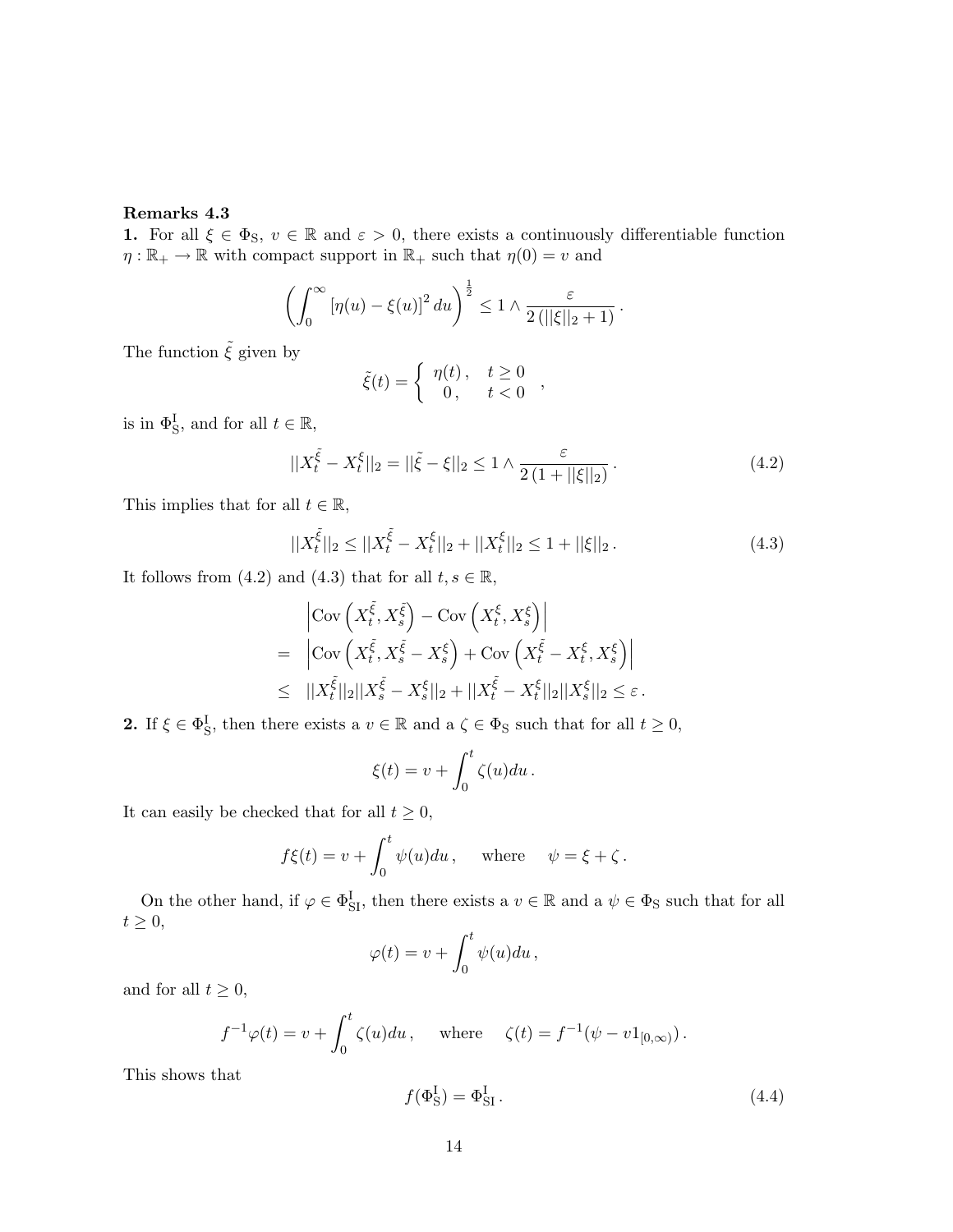**Remarks 4.3**

**1.** For all $\xi \in \Phi_{\mathrm{S}}$, $v \in \mathbb{R}$ and $\varepsilon > 0$, there exists a continuously differentiable function $\eta : \mathbb{R}_+ \to \mathbb{R}$ with compact support in $\mathbb{R}_+$ such that $\eta(0) = v$ and

$$\left( \int_0^\infty [\eta(u) - \xi(u)]^2 \, du \right)^{\frac{1}{2}} \leq 1 \wedge \frac{\varepsilon}{2\,(||\xi||_2 + 1)} \,.$$

The function $\tilde{\xi}$ given by

$$\tilde{\xi}(t) = \begin{cases} \eta(t)\,, & t \geq 0 \\ 0\,, & t < 0 \end{cases} \,,$$

is in $\Phi_{\mathrm{S}}^{\mathrm{I}}$, and for all $t \in \mathbb{R}$,

$$||X_t^{\tilde{\xi}} - X_t^{\xi}||_2 = ||\tilde{\xi} - \xi||_2 \leq 1 \wedge \frac{\varepsilon}{2\,(1 + ||\xi||_2)} \,. \tag{4.2}$$

This implies that for all $t \in \mathbb{R}$,

$$||X_t^{\tilde{\xi}}||_2 \leq ||X_t^{\tilde{\xi}} - X_t^{\xi}||_2 + ||X_t^{\xi}||_2 \leq 1 + ||\xi||_2 \,. \tag{4.3}$$

It follows from (4.2) and (4.3) that for all $t, s \in \mathbb{R}$,

$$\begin{aligned} & \left| \mathrm{Cov}\left(X_t^{\tilde{\xi}}, X_s^{\tilde{\xi}}\right) - \mathrm{Cov}\left(X_t^{\xi}, X_s^{\xi}\right) \right| \\ = \ & \left| \mathrm{Cov}\left(X_t^{\tilde{\xi}}, X_s^{\tilde{\xi}} - X_s^{\xi}\right) + \mathrm{Cov}\left(X_t^{\tilde{\xi}} - X_t^{\xi}, X_s^{\xi}\right) \right| \\ \leq \ & ||X_t^{\tilde{\xi}}||_2 ||X_s^{\tilde{\xi}} - X_s^{\xi}||_2 + ||X_t^{\tilde{\xi}} - X_t^{\xi}||_2 ||X_s^{\xi}||_2 \leq \varepsilon \,. \end{aligned}$$

**2.** If $\xi \in \Phi_{\mathrm{S}}^{\mathrm{I}}$, then there exists a $v \in \mathbb{R}$ and a $\zeta \in \Phi_{\mathrm{S}}$ such that for all $t \geq 0$,

$$\xi(t) = v + \int_0^t \zeta(u) du \,.$$

It can easily be checked that for all $t \geq 0$,

$$f\xi(t) = v + \int_0^t \psi(u) du \,, \quad \text{where} \quad \psi = \xi + \zeta \,.$$

On the other hand, if $\varphi \in \Phi_{\mathrm{SI}}^{\mathrm{I}}$, then there exists a $v \in \mathbb{R}$ and a $\psi \in \Phi_{\mathrm{S}}$ such that for all $t \geq 0$,

$$\varphi(t) = v + \int_0^t \psi(u) du \,,$$

and for all $t \geq 0$,

$$f^{-1}\varphi(t) = v + \int_0^t \zeta(u) du \,, \quad \text{where} \quad \zeta(t) = f^{-1}(\psi - v 1_{[0,\infty)}) \,.$$

This shows that

$$f(\Phi_{\mathrm{S}}^{\mathrm{I}}) = \Phi_{\mathrm{SI}}^{\mathrm{I}} \,. \tag{4.4}$$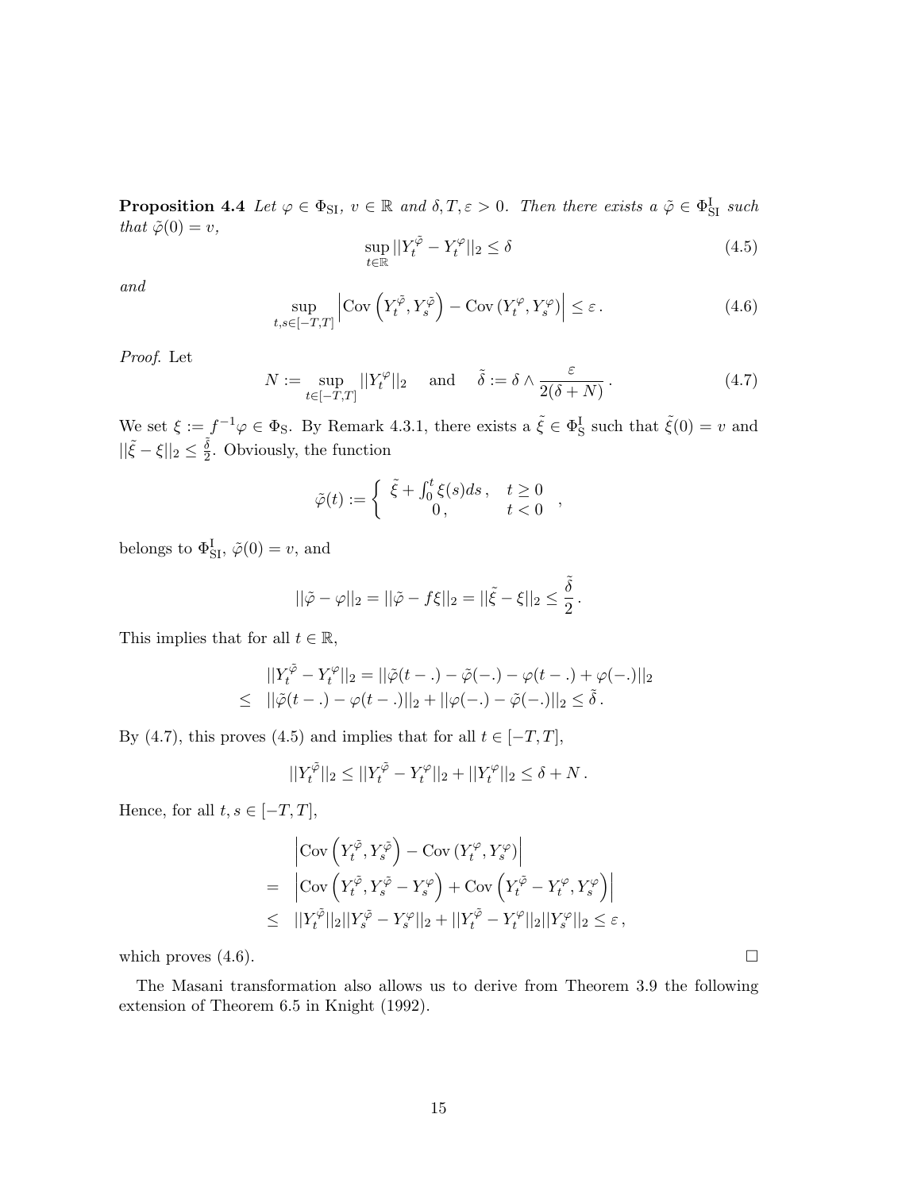**Proposition 4.4** *Let $\varphi \in \Phi_{\mathrm{SI}}$, $v \in \mathbb{R}$ and $\delta, T, \varepsilon > 0$. Then there exists a $\tilde{\varphi} \in \Phi^{\mathrm{I}}_{\mathrm{SI}}$ such that $\tilde{\varphi}(0) = v$,*

$$\sup_{t \in \mathbb{R}} ||Y^{\tilde{\varphi}}_t - Y^{\varphi}_t||_2 \leq \delta \tag{4.5}$$

*and*

$$\sup_{t,s \in [-T,T]} \left| \mathrm{Cov}\left(Y^{\tilde{\varphi}}_t, Y^{\tilde{\varphi}}_s\right) - \mathrm{Cov}\left(Y^{\varphi}_t, Y^{\varphi}_s\right) \right| \leq \varepsilon \,. \tag{4.6}$$

*Proof.* Let

$$N := \sup_{t \in [-T,T]} ||Y^{\varphi}_t||_2 \quad \text{and} \quad \tilde{\delta} := \delta \wedge \frac{\varepsilon}{2(\delta + N)} \,. \tag{4.7}$$

We set $\xi := f^{-1}\varphi \in \Phi_{\mathrm{S}}$. By Remark 4.3.1, there exists a $\tilde{\xi} \in \Phi^{\mathrm{I}}_{\mathrm{S}}$ such that $\tilde{\xi}(0) = v$ and $||\tilde{\xi} - \xi||_2 \leq \frac{\tilde{\delta}}{2}$. Obviously, the function

$$\tilde{\varphi}(t) := \begin{cases} \tilde{\xi} + \int_0^t \xi(s) ds \,, & t \geq 0 \\ 0 \,, & t < 0 \end{cases} \,,$$

belongs to $\Phi^{\mathrm{I}}_{\mathrm{SI}}$, $\tilde{\varphi}(0) = v$, and

$$||\tilde{\varphi} - \varphi||_2 = ||\tilde{\varphi} - f\xi||_2 = ||\tilde{\xi} - \xi||_2 \leq \frac{\tilde{\delta}}{2} \,.$$

This implies that for all $t \in \mathbb{R}$,

$$\begin{aligned} & ||Y^{\tilde{\varphi}}_t - Y^{\varphi}_t||_2 = ||\tilde{\varphi}(t - .) - \tilde{\varphi}(-.) - \varphi(t - .) + \varphi(-.)||_2 \\ \leq \quad & ||\tilde{\varphi}(t - .) - \varphi(t - .)||_2 + ||\varphi(-.) - \tilde{\varphi}(-.)||_2 \leq \tilde{\delta} \,. \end{aligned}$$

By (4.7), this proves (4.5) and implies that for all $t \in [-T, T]$,

$$||Y^{\tilde{\varphi}}_t||_2 \leq ||Y^{\tilde{\varphi}}_t - Y^{\varphi}_t||_2 + ||Y^{\varphi}_t||_2 \leq \delta + N \,.$$

Hence, for all $t, s \in [-T, T]$,

$$\begin{aligned} & \left| \mathrm{Cov}\left(Y^{\tilde{\varphi}}_t, Y^{\tilde{\varphi}}_s\right) - \mathrm{Cov}\left(Y^{\varphi}_t, Y^{\varphi}_s\right) \right| \\ = \quad & \left| \mathrm{Cov}\left(Y^{\tilde{\varphi}}_t, Y^{\tilde{\varphi}}_s - Y^{\varphi}_s\right) + \mathrm{Cov}\left(Y^{\tilde{\varphi}}_t - Y^{\varphi}_t, Y^{\varphi}_s\right) \right| \\ \leq \quad & ||Y^{\tilde{\varphi}}_t||_2 ||Y^{\tilde{\varphi}}_s - Y^{\varphi}_s||_2 + ||Y^{\tilde{\varphi}}_t - Y^{\varphi}_t||_2 ||Y^{\varphi}_s||_2 \leq \varepsilon \,, \end{aligned}$$

which proves (4.6). □

The Masani transformation also allows us to derive from Theorem 3.9 the following extension of Theorem 6.5 in Knight (1992).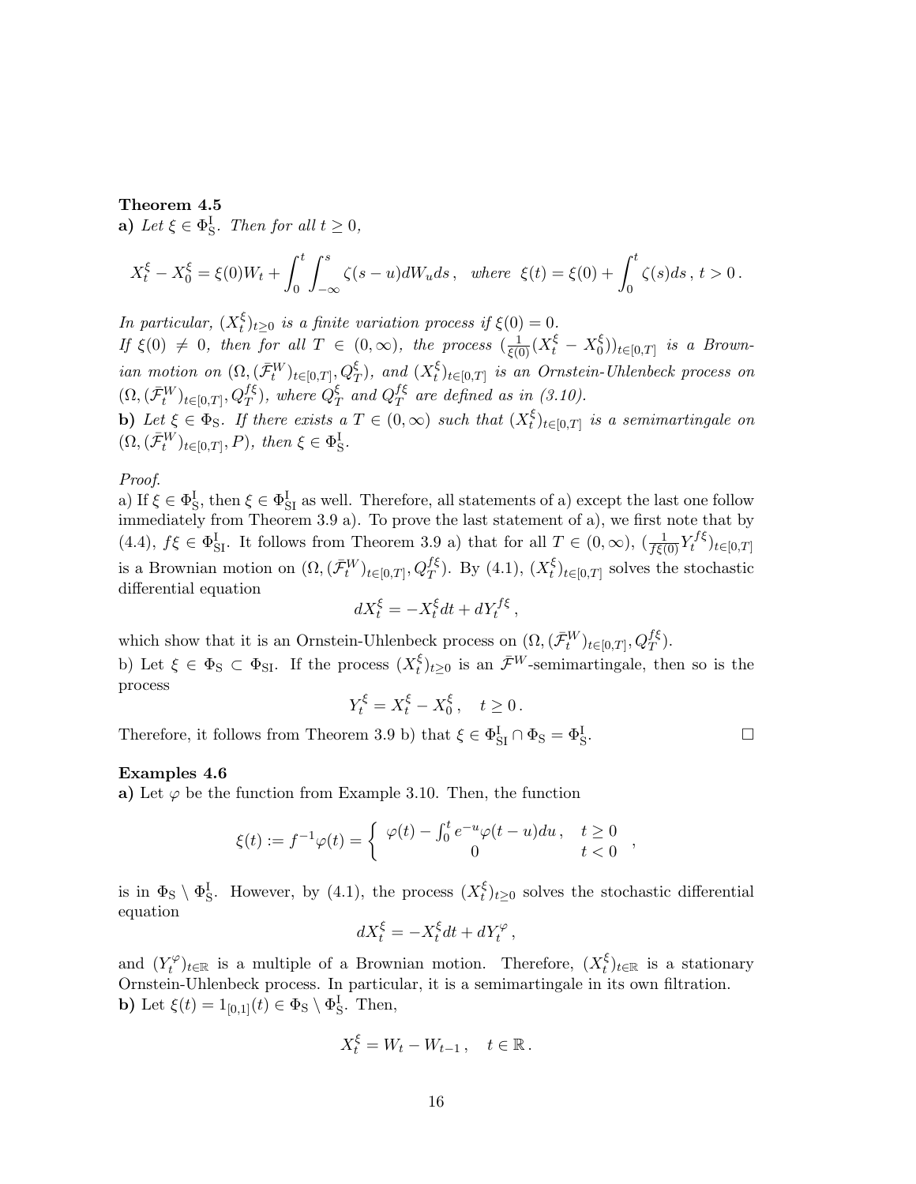**Theorem 4.5**

**a)** *Let $\xi \in \Phi^{\rm I}_{\rm S}$. Then for all $t \geq 0$,*

$$X^\xi_t - X^\xi_0 = \xi(0) W_t + \int_0^t \int_{-\infty}^s \zeta(s-u) dW_u ds \,, \quad \text{where } \; \xi(t) = \xi(0) + \int_0^t \zeta(s) ds \,, \, t > 0 \,.$$

*In particular, $(X^\xi_t)_{t \geq 0}$ is a finite variation process if $\xi(0) = 0$.*
*If $\xi(0) \neq 0$, then for all $T \in (0, \infty)$, the process $(\frac{1}{\xi(0)}(X^\xi_t - X^\xi_0))_{t \in [0,T]}$ is a Brownian motion on $(\Omega, (\bar{\mathcal{F}}^W_t)_{t \in [0,T]}, Q^\xi_T)$, and $(X^\xi_t)_{t \in [0,T]}$ is an Ornstein-Uhlenbeck process on $(\Omega, (\bar{\mathcal{F}}^W_t)_{t \in [0,T]}, Q^{f\xi}_T)$, where $Q^\xi_T$ and $Q^{f\xi}_T$ are defined as in (3.10).*

**b)** *Let $\xi \in \Phi_{\rm S}$. If there exists a $T \in (0, \infty)$ such that $(X^\xi_t)_{t \in [0,T]}$ is a semimartingale on $(\Omega, (\bar{\mathcal{F}}^W_t)_{t \in [0,T]}, P)$, then $\xi \in \Phi^{\rm I}_{\rm S}$.*

*Proof.*
a) If $\xi \in \Phi^{\rm I}_{\rm S}$, then $\xi \in \Phi^{\rm I}_{\rm SI}$ as well. Therefore, all statements of a) except the last one follow immediately from Theorem 3.9 a). To prove the last statement of a), we first note that by (4.4), $f\xi \in \Phi^{\rm I}_{\rm SI}$. It follows from Theorem 3.9 a) that for all $T \in (0, \infty)$, $(\frac{1}{f\xi(0)} Y^{f\xi}_t)_{t \in [0,T]}$ is a Brownian motion on $(\Omega, (\bar{\mathcal{F}}^W_t)_{t \in [0,T]}, Q^{f\xi}_T)$. By (4.1), $(X^\xi_t)_{t \in [0,T]}$ solves the stochastic differential equation

$$dX^\xi_t = -X^\xi_t dt + dY^{f\xi}_t \,,$$

which show that it is an Ornstein-Uhlenbeck process on $(\Omega, (\bar{\mathcal{F}}^W_t)_{t \in [0,T]}, Q^{f\xi}_T)$.
b) Let $\xi \in \Phi_{\rm S} \subset \Phi_{\rm SI}$. If the process $(X^\xi_t)_{t \geq 0}$ is an $\bar{\mathcal{F}}^W$-semimartingale, then so is the process

$$Y^\xi_t = X^\xi_t - X^\xi_0 \,, \quad t \geq 0 \,.$$

Therefore, it follows from Theorem 3.9 b) that $\xi \in \Phi^{\rm I}_{\rm SI} \cap \Phi_{\rm S} = \Phi^{\rm I}_{\rm S}$. □

**Examples 4.6**

**a)** Let $\varphi$ be the function from Example 3.10. Then, the function

$$\xi(t) := f^{-1}\varphi(t) = \begin{cases} \varphi(t) - \int_0^t e^{-u} \varphi(t-u) du \,, & t \geq 0 \\ 0 & t < 0 \end{cases} ,$$

is in $\Phi_{\rm S} \setminus \Phi^{\rm I}_{\rm S}$. However, by (4.1), the process $(X^\xi_t)_{t \geq 0}$ solves the stochastic differential equation

$$dX^\xi_t = -X^\xi_t dt + dY^\varphi_t \,,$$

and $(Y^\varphi_t)_{t \in \mathbb{R}}$ is a multiple of a Brownian motion. Therefore, $(X^\xi_t)_{t \in \mathbb{R}}$ is a stationary Ornstein-Uhlenbeck process. In particular, it is a semimartingale in its own filtration.

**b)** Let $\xi(t) = 1_{[0,1]}(t) \in \Phi_{\rm S} \setminus \Phi^{\rm I}_{\rm S}$. Then,

$$X^\xi_t = W_t - W_{t-1} \,, \quad t \in \mathbb{R} \,.$$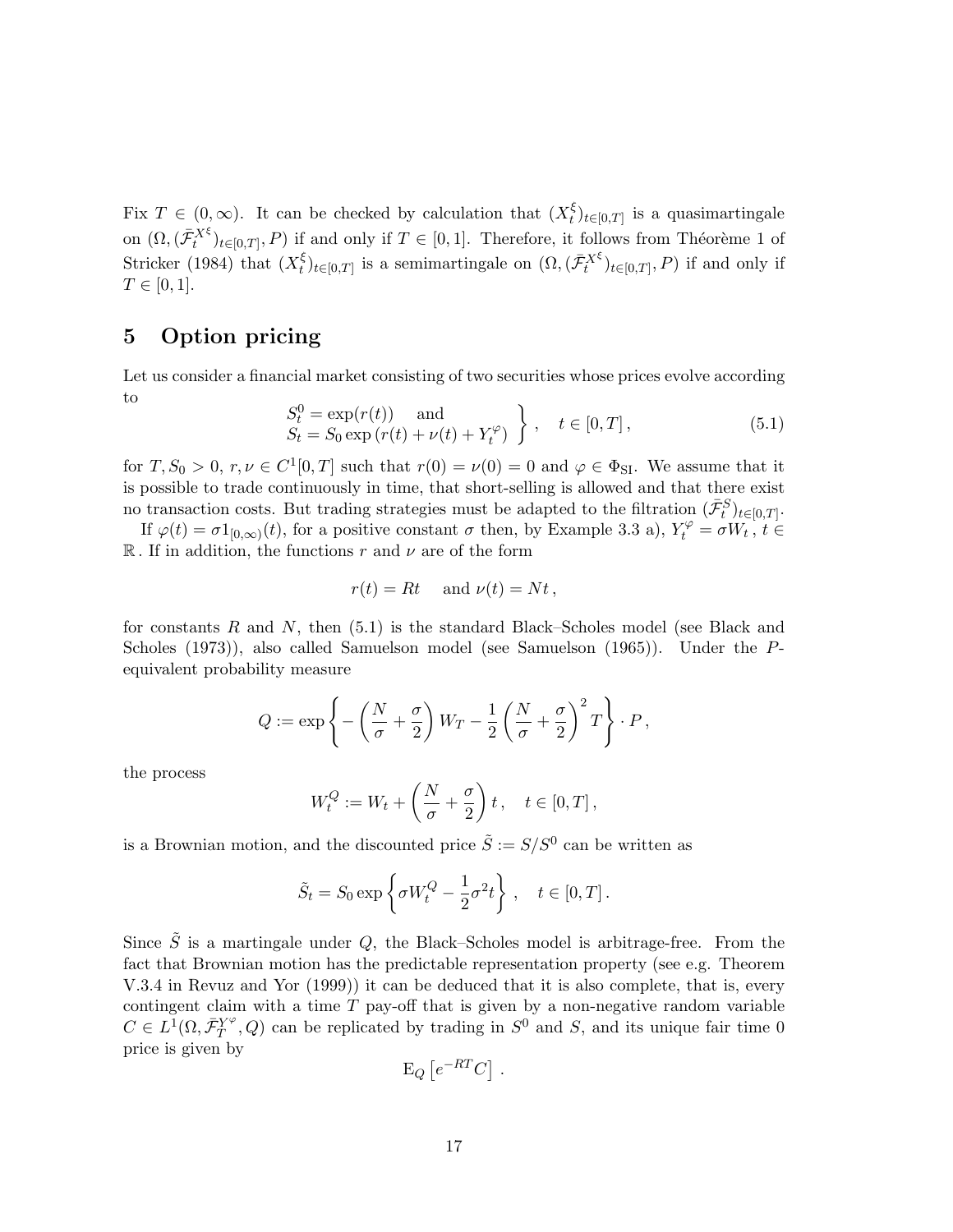Fix $T \in (0, \infty)$. It can be checked by calculation that $(X_t^\xi)_{t \in [0,T]}$ is a quasimartingale on $(\Omega, (\bar{\mathcal{F}}_t^{X^\xi})_{t \in [0,T]}, P)$ if and only if $T \in [0,1]$. Therefore, it follows from Théorème 1 of Stricker (1984) that $(X_t^\xi)_{t \in [0,T]}$ is a semimartingale on $(\Omega, (\bar{\mathcal{F}}_t^{X^\xi})_{t \in [0,T]}, P)$ if and only if $T \in [0,1]$.

# 5 Option pricing

Let us consider a financial market consisting of two securities whose prices evolve according to

$$\left. \begin{array}{l} S_t^0 = \exp(r(t)) \quad \text{and} \\ S_t = S_0 \exp\left(r(t) + \nu(t) + Y_t^\varphi\right) \end{array} \right\} , \quad t \in [0,T] , \tag{5.1}$$

for $T, S_0 > 0$, $r, \nu \in C^1[0,T]$ such that $r(0) = \nu(0) = 0$ and $\varphi \in \Phi_{\text{SI}}$. We assume that it is possible to trade continuously in time, that short-selling is allowed and that there exist no transaction costs. But trading strategies must be adapted to the filtration $(\bar{\mathcal{F}}_t^S)_{t \in [0,T]}$.

If $\varphi(t) = \sigma 1_{[0,\infty)}(t)$, for a positive constant $\sigma$ then, by Example 3.3 a), $Y_t^\varphi = \sigma W_t$, $t \in \mathbb{R}$. If in addition, the functions $r$ and $\nu$ are of the form

$$r(t) = Rt \quad \text{and } \nu(t) = Nt ,$$

for constants $R$ and $N$, then (5.1) is the standard Black–Scholes model (see Black and Scholes (1973)), also called Samuelson model (see Samuelson (1965)). Under the $P$-equivalent probability measure

$$Q := \exp\left\{ - \left( \frac{N}{\sigma} + \frac{\sigma}{2} \right) W_T - \frac{1}{2} \left( \frac{N}{\sigma} + \frac{\sigma}{2} \right)^2 T \right\} \cdot P ,$$

the process

$$W_t^Q := W_t + \left( \frac{N}{\sigma} + \frac{\sigma}{2} \right) t , \quad t \in [0,T] ,$$

is a Brownian motion, and the discounted price $\tilde{S} := S/S^0$ can be written as

$$\tilde{S}_t = S_0 \exp\left\{ \sigma W_t^Q - \frac{1}{2} \sigma^2 t \right\} , \quad t \in [0,T] .$$

Since $\tilde{S}$ is a martingale under $Q$, the Black–Scholes model is arbitrage-free. From the fact that Brownian motion has the predictable representation property (see e.g. Theorem V.3.4 in Revuz and Yor (1999)) it can be deduced that it is also complete, that is, every contingent claim with a time $T$ pay-off that is given by a non-negative random variable $C \in L^1(\Omega, \bar{\mathcal{F}}_T^{Y^\varphi}, Q)$ can be replicated by trading in $S^0$ and $S$, and its unique fair time 0 price is given by

$$\mathrm{E}_Q \left[ e^{-RT} C \right] .$$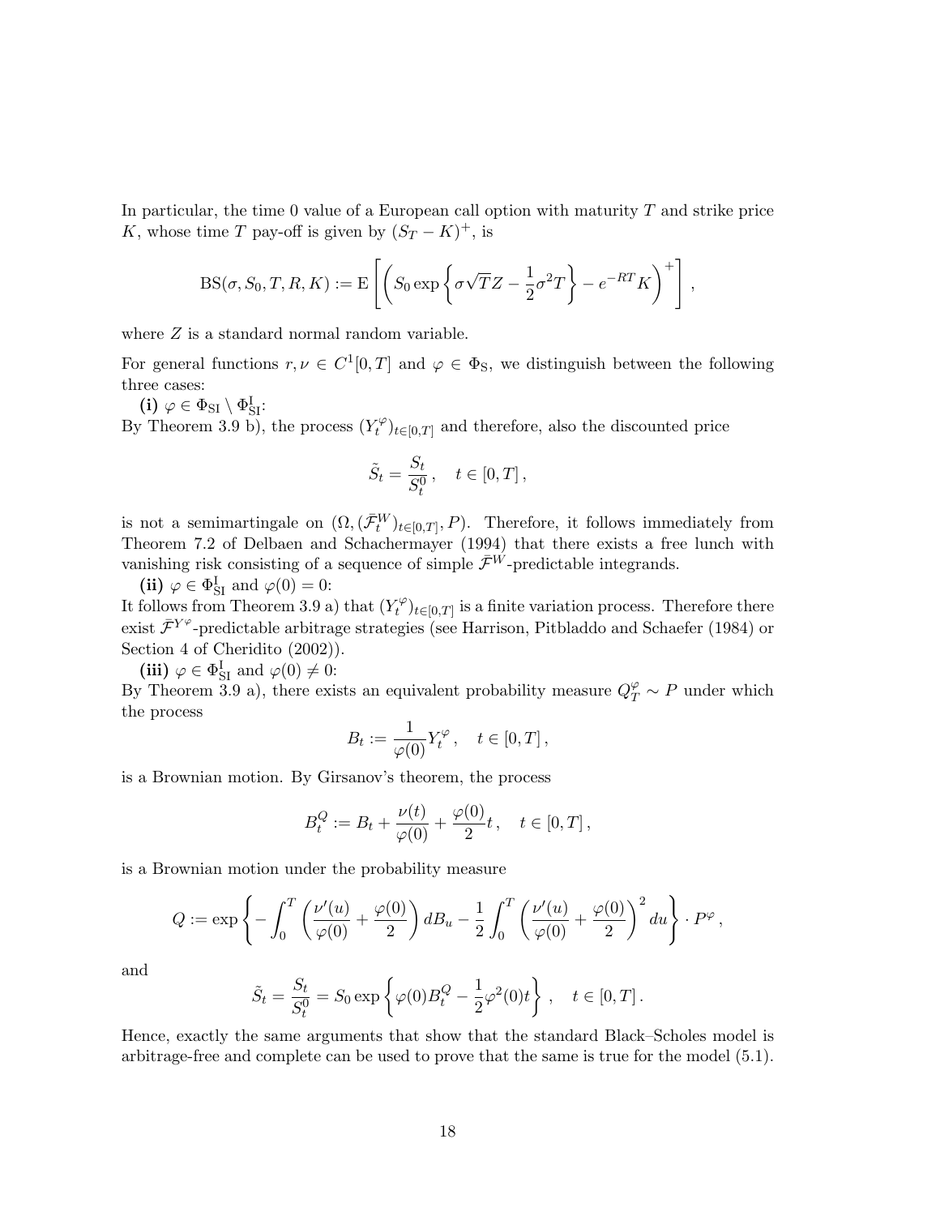In particular, the time 0 value of a European call option with maturity $T$ and strike price $K$, whose time $T$ pay-off is given by $(S_T - K)^+$, is

$$\mathrm{BS}(\sigma, S_0, T, R, K) := \mathrm{E}\left[\left(S_0 \exp\left\{\sigma\sqrt{T}Z - \frac{1}{2}\sigma^2 T\right\} - e^{-RT}K\right)^+\right],$$

where $Z$ is a standard normal random variable.

For general functions $r, \nu \in C^1[0,T]$ and $\varphi \in \Phi_{\mathrm{S}}$, we distinguish between the following three cases:

**(i)** $\varphi \in \Phi_{\mathrm{SI}} \setminus \Phi^{\mathrm{I}}_{\mathrm{SI}}$:
By Theorem 3.9 b), the process $(Y^{\varphi}_t)_{t\in[0,T]}$ and therefore, also the discounted price

$$\tilde{S}_t = \frac{S_t}{S^0_t}, \quad t \in [0,T],$$

is not a semimartingale on $(\Omega, (\bar{\mathcal{F}}^W_t)_{t\in[0,T]}, P)$. Therefore, it follows immediately from Theorem 7.2 of Delbaen and Schachermayer (1994) that there exists a free lunch with vanishing risk consisting of a sequence of simple $\bar{\mathcal{F}}^W$-predictable integrands.

**(ii)** $\varphi \in \Phi^{\mathrm{I}}_{\mathrm{SI}}$ and $\varphi(0) = 0$:
It follows from Theorem 3.9 a) that $(Y^{\varphi}_t)_{t\in[0,T]}$ is a finite variation process. Therefore there exist $\bar{\mathcal{F}}^{Y^\varphi}$-predictable arbitrage strategies (see Harrison, Pitbladdo and Schaefer (1984) or Section 4 of Cheridito (2002)).

**(iii)** $\varphi \in \Phi^{\mathrm{I}}_{\mathrm{SI}}$ and $\varphi(0) \neq 0$:
By Theorem 3.9 a), there exists an equivalent probability measure $Q^{\varphi}_T \sim P$ under which the process

$$B_t := \frac{1}{\varphi(0)} Y^{\varphi}_t, \quad t \in [0,T],$$

is a Brownian motion. By Girsanov's theorem, the process

$$B^Q_t := B_t + \frac{\nu(t)}{\varphi(0)} + \frac{\varphi(0)}{2}t, \quad t \in [0,T],$$

is a Brownian motion under the probability measure

$$Q := \exp\left\{-\int_0^T \left(\frac{\nu'(u)}{\varphi(0)} + \frac{\varphi(0)}{2}\right) dB_u - \frac{1}{2}\int_0^T \left(\frac{\nu'(u)}{\varphi(0)} + \frac{\varphi(0)}{2}\right)^2 du\right\} \cdot P^{\varphi},$$

and

$$\tilde{S}_t = \frac{S_t}{S^0_t} = S_0 \exp\left\{\varphi(0) B^Q_t - \frac{1}{2}\varphi^2(0) t\right\}, \quad t \in [0,T].$$

Hence, exactly the same arguments that show that the standard Black–Scholes model is arbitrage-free and complete can be used to prove that the same is true for the model (5.1).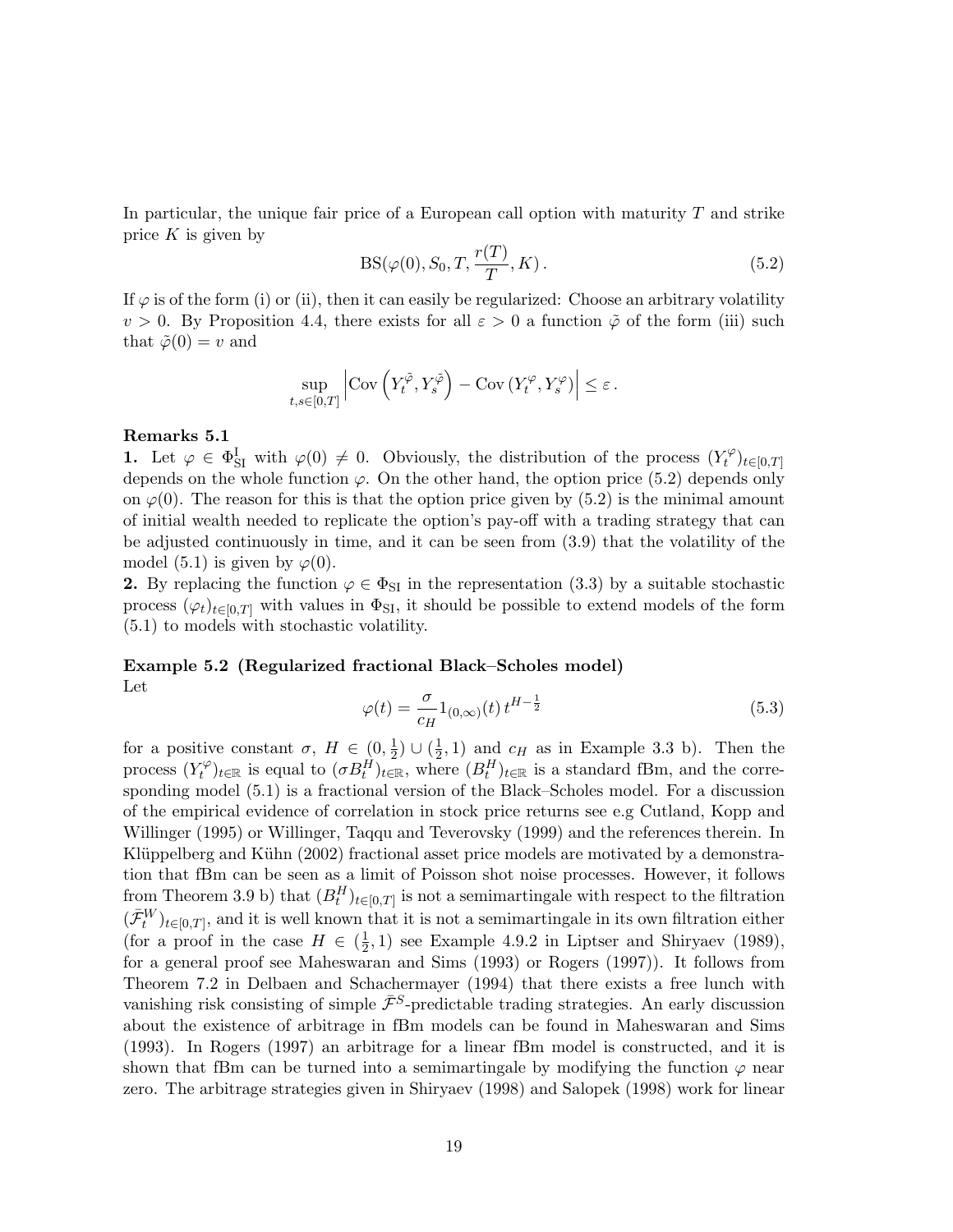In particular, the unique fair price of a European call option with maturity $T$ and strike price $K$ is given by

$$\mathrm{BS}(\varphi(0), S_0, T, \frac{r(T)}{T}, K)\,. \tag{5.2}$$

If $\varphi$ is of the form (i) or (ii), then it can easily be regularized: Choose an arbitrary volatility $v > 0$. By Proposition 4.4, there exists for all $\varepsilon > 0$ a function $\tilde{\varphi}$ of the form (iii) such that $\tilde{\varphi}(0) = v$ and

$$\sup_{t,s \in [0,T]} \left| \mathrm{Cov}\left(Y_t^{\tilde{\varphi}}, Y_s^{\tilde{\varphi}}\right) - \mathrm{Cov}\left(Y_t^{\varphi}, Y_s^{\varphi}\right) \right| \leq \varepsilon\,.$$

**Remarks 5.1**

**1.** Let $\varphi \in \Phi_{\mathrm{SI}}^{\mathrm{I}}$ with $\varphi(0) \neq 0$. Obviously, the distribution of the process $(Y_t^{\varphi})_{t\in[0,T]}$ depends on the whole function $\varphi$. On the other hand, the option price (5.2) depends only on $\varphi(0)$. The reason for this is that the option price given by (5.2) is the minimal amount of initial wealth needed to replicate the option's pay-off with a trading strategy that can be adjusted continuously in time, and it can be seen from (3.9) that the volatility of the model (5.1) is given by $\varphi(0)$.

**2.** By replacing the function $\varphi \in \Phi_{\mathrm{SI}}$ in the representation (3.3) by a suitable stochastic process $(\varphi_t)_{t\in[0,T]}$ with values in $\Phi_{\mathrm{SI}}$, it should be possible to extend models of the form (5.1) to models with stochastic volatility.

**Example 5.2 (Regularized fractional Black–Scholes model)**

Let

$$\varphi(t) = \frac{\sigma}{c_H} 1_{(0,\infty)}(t)\, t^{H-\frac{1}{2}} \tag{5.3}$$

for a positive constant $\sigma$, $H \in (0, \frac{1}{2}) \cup (\frac{1}{2}, 1)$ and $c_H$ as in Example 3.3 b). Then the process $(Y_t^{\varphi})_{t\in\mathbb{R}}$ is equal to $(\sigma B_t^H)_{t\in\mathbb{R}}$, where $(B_t^H)_{t\in\mathbb{R}}$ is a standard fBm, and the corresponding model (5.1) is a fractional version of the Black–Scholes model. For a discussion of the empirical evidence of correlation in stock price returns see e.g Cutland, Kopp and Willinger (1995) or Willinger, Taqqu and Teverovsky (1999) and the references therein. In Klüppelberg and Kühn (2002) fractional asset price models are motivated by a demonstration that fBm can be seen as a limit of Poisson shot noise processes. However, it follows from Theorem 3.9 b) that $(B_t^H)_{t\in[0,T]}$ is not a semimartingale with respect to the filtration $(\bar{\mathcal{F}}_t^W)_{t\in[0,T]}$, and it is well known that it is not a semimartingale in its own filtration either (for a proof in the case $H \in (\frac{1}{2}, 1)$ see Example 4.9.2 in Liptser and Shiryaev (1989), for a general proof see Maheswaran and Sims (1993) or Rogers (1997)). It follows from Theorem 7.2 in Delbaen and Schachermayer (1994) that there exists a free lunch with vanishing risk consisting of simple $\bar{\mathcal{F}}^S$-predictable trading strategies. An early discussion about the existence of arbitrage in fBm models can be found in Maheswaran and Sims (1993). In Rogers (1997) an arbitrage for a linear fBm model is constructed, and it is shown that fBm can be turned into a semimartingale by modifying the function $\varphi$ near zero. The arbitrage strategies given in Shiryaev (1998) and Salopek (1998) work for linear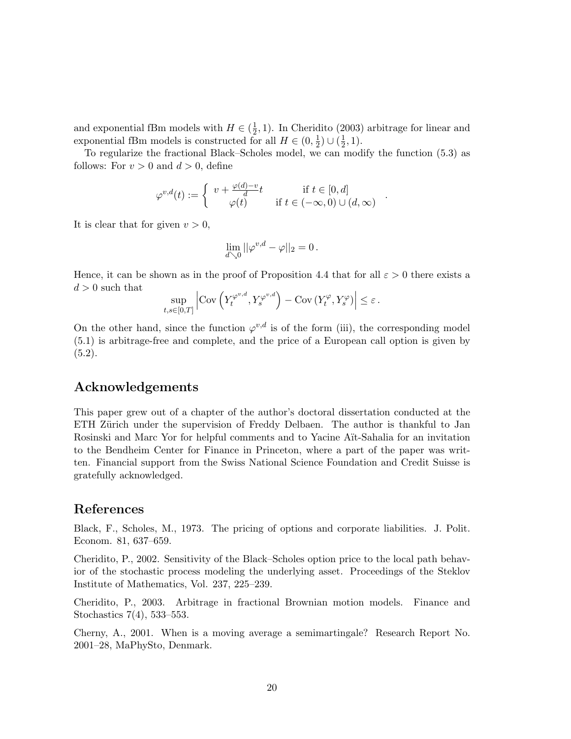and exponential fBm models with $H \in (\frac{1}{2}, 1)$. In Cheridito (2003) arbitrage for linear and exponential fBm models is constructed for all $H \in (0, \frac{1}{2}) \cup (\frac{1}{2}, 1)$.

To regularize the fractional Black–Scholes model, we can modify the function (5.3) as follows: For $v > 0$ and $d > 0$, define

$$\varphi^{v,d}(t) := \begin{cases} v + \frac{\varphi(d) - v}{d} t & \text{if } t \in [0, d] \\ \varphi(t) & \text{if } t \in (-\infty, 0) \cup (d, \infty) \end{cases} .$$

It is clear that for given $v > 0$,

$$\lim_{d \searrow 0} ||\varphi^{v,d} - \varphi||_2 = 0 \, .$$

Hence, it can be shown as in the proof of Proposition 4.4 that for all $\varepsilon > 0$ there exists a $d > 0$ such that

$$\sup_{t,s \in [0,T]} \left| \mathrm{Cov}\left(Y^{\varphi^{v,d}}_t, Y^{\varphi^{v,d}}_s\right) - \mathrm{Cov}\left(Y^{\varphi}_t, Y^{\varphi}_s\right) \right| \leq \varepsilon \, .$$

On the other hand, since the function $\varphi^{v,d}$ is of the form (iii), the corresponding model (5.1) is arbitrage-free and complete, and the price of a European call option is given by (5.2).

## Acknowledgements

This paper grew out of a chapter of the author's doctoral dissertation conducted at the ETH Zürich under the supervision of Freddy Delbaen. The author is thankful to Jan Rosinski and Marc Yor for helpful comments and to Yacine Aït-Sahalia for an invitation to the Bendheim Center for Finance in Princeton, where a part of the paper was written. Financial support from the Swiss National Science Foundation and Credit Suisse is gratefully acknowledged.

## References

Black, F., Scholes, M., 1973. The pricing of options and corporate liabilities. J. Polit. Econom. 81, 637–659.

Cheridito, P., 2002. Sensitivity of the Black–Scholes option price to the local path behavior of the stochastic process modeling the underlying asset. Proceedings of the Steklov Institute of Mathematics, Vol. 237, 225–239.

Cheridito, P., 2003. Arbitrage in fractional Brownian motion models. Finance and Stochastics 7(4), 533–553.

Cherny, A., 2001. When is a moving average a semimartingale? Research Report No. 2001–28, MaPhySto, Denmark.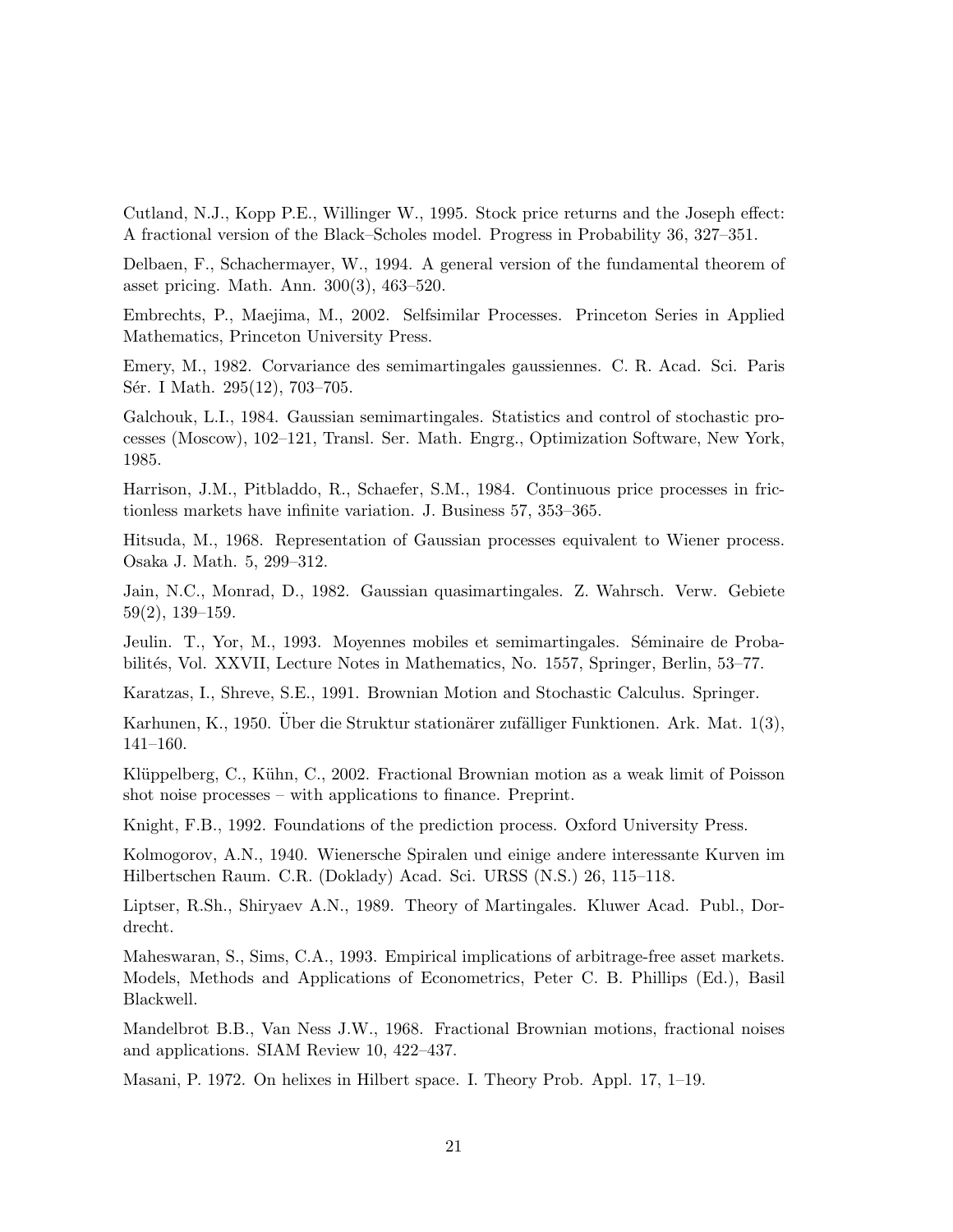Cutland, N.J., Kopp P.E., Willinger W., 1995. Stock price returns and the Joseph effect: A fractional version of the Black–Scholes model. Progress in Probability 36, 327–351.

Delbaen, F., Schachermayer, W., 1994. A general version of the fundamental theorem of asset pricing. Math. Ann. 300(3), 463–520.

Embrechts, P., Maejima, M., 2002. Selfsimilar Processes. Princeton Series in Applied Mathematics, Princeton University Press.

Emery, M., 1982. Corvariance des semimartingales gaussiennes. C. R. Acad. Sci. Paris Sér. I Math. 295(12), 703–705.

Galchouk, L.I., 1984. Gaussian semimartingales. Statistics and control of stochastic processes (Moscow), 102–121, Transl. Ser. Math. Engrg., Optimization Software, New York, 1985.

Harrison, J.M., Pitbladdo, R., Schaefer, S.M., 1984. Continuous price processes in frictionless markets have infinite variation. J. Business 57, 353–365.

Hitsuda, M., 1968. Representation of Gaussian processes equivalent to Wiener process. Osaka J. Math. 5, 299–312.

Jain, N.C., Monrad, D., 1982. Gaussian quasimartingales. Z. Wahrsch. Verw. Gebiete 59(2), 139–159.

Jeulin. T., Yor, M., 1993. Moyennes mobiles et semimartingales. Séminaire de Probabilités, Vol. XXVII, Lecture Notes in Mathematics, No. 1557, Springer, Berlin, 53–77.

Karatzas, I., Shreve, S.E., 1991. Brownian Motion and Stochastic Calculus. Springer.

Karhunen, K., 1950. Über die Struktur stationärer zufälliger Funktionen. Ark. Mat. 1(3), 141–160.

Klüppelberg, C., Kühn, C., 2002. Fractional Brownian motion as a weak limit of Poisson shot noise processes – with applications to finance. Preprint.

Knight, F.B., 1992. Foundations of the prediction process. Oxford University Press.

Kolmogorov, A.N., 1940. Wienersche Spiralen und einige andere interessante Kurven im Hilbertschen Raum. C.R. (Doklady) Acad. Sci. URSS (N.S.) 26, 115–118.

Liptser, R.Sh., Shiryaev A.N., 1989. Theory of Martingales. Kluwer Acad. Publ., Dordrecht.

Maheswaran, S., Sims, C.A., 1993. Empirical implications of arbitrage-free asset markets. Models, Methods and Applications of Econometrics, Peter C. B. Phillips (Ed.), Basil Blackwell.

Mandelbrot B.B., Van Ness J.W., 1968. Fractional Brownian motions, fractional noises and applications. SIAM Review 10, 422–437.

Masani, P. 1972. On helixes in Hilbert space. I. Theory Prob. Appl. 17, 1–19.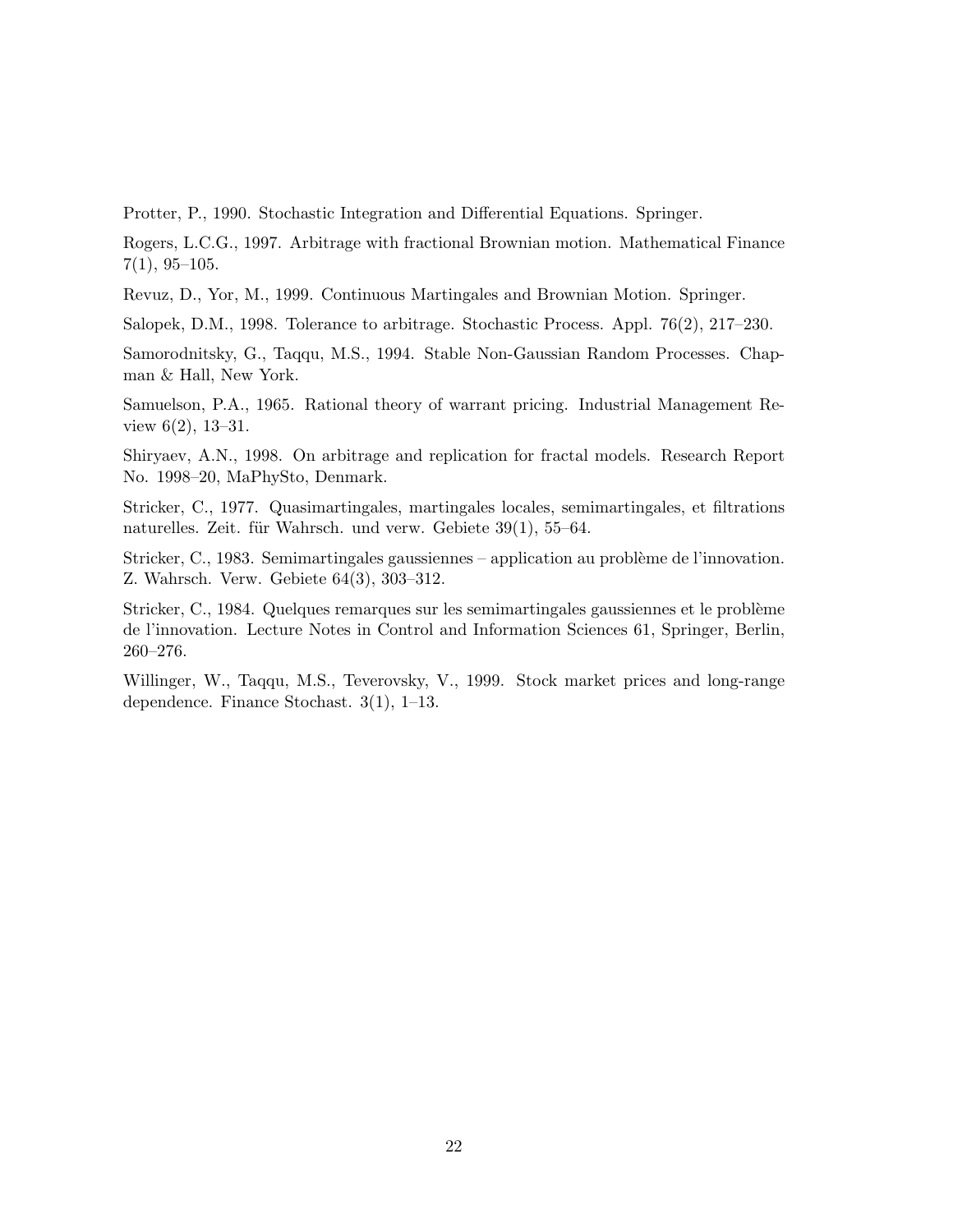Protter, P., 1990. Stochastic Integration and Differential Equations. Springer.

Rogers, L.C.G., 1997. Arbitrage with fractional Brownian motion. Mathematical Finance 7(1), 95–105.

Revuz, D., Yor, M., 1999. Continuous Martingales and Brownian Motion. Springer.

Salopek, D.M., 1998. Tolerance to arbitrage. Stochastic Process. Appl. 76(2), 217–230.

Samorodnitsky, G., Taqqu, M.S., 1994. Stable Non-Gaussian Random Processes. Chapman & Hall, New York.

Samuelson, P.A., 1965. Rational theory of warrant pricing. Industrial Management Review 6(2), 13–31.

Shiryaev, A.N., 1998. On arbitrage and replication for fractal models. Research Report No. 1998–20, MaPhySto, Denmark.

Stricker, C., 1977. Quasimartingales, martingales locales, semimartingales, et filtrations naturelles. Zeit. für Wahrsch. und verw. Gebiete 39(1), 55–64.

Stricker, C., 1983. Semimartingales gaussiennes – application au problème de l'innovation. Z. Wahrsch. Verw. Gebiete 64(3), 303–312.

Stricker, C., 1984. Quelques remarques sur les semimartingales gaussiennes et le problème de l'innovation. Lecture Notes in Control and Information Sciences 61, Springer, Berlin, 260–276.

Willinger, W., Taqqu, M.S., Teverovsky, V., 1999. Stock market prices and long-range dependence. Finance Stochast. 3(1), 1–13.